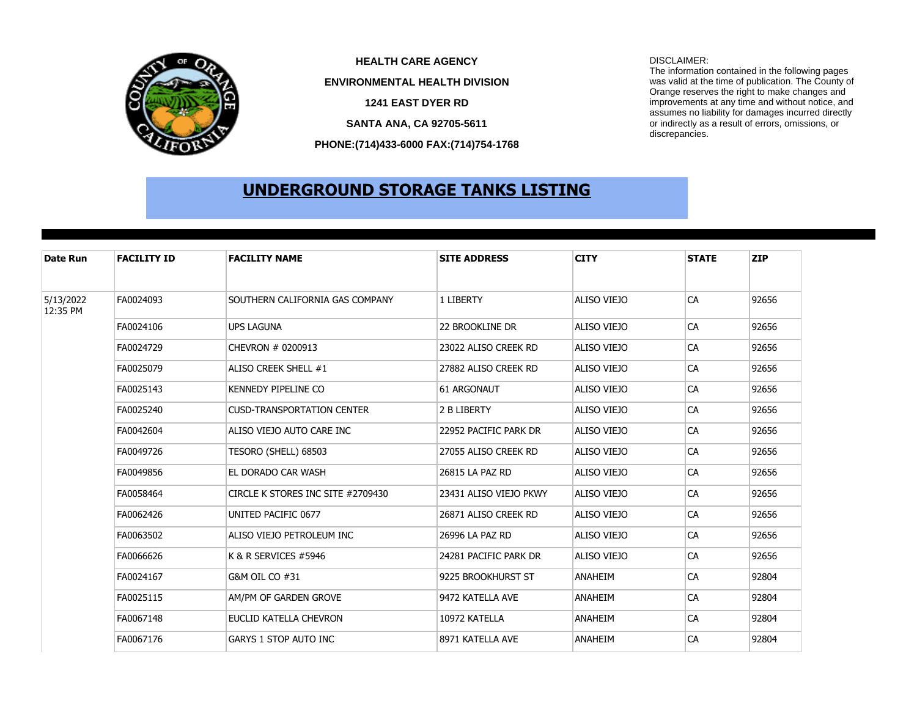**HEALTH CARE AGENCY**

**ENVIRONMENTAL HEALTH DIVISION**

**1241 EAST DYER RD**

**SANTA ANA, CA 92705-5611**

**PHONE:(714)433-6000 FAX:(714)754-1768**

DISCLAIMER:
The information contained in the following pages was valid at the time of publication. The County of Orange reserves the right to make changes and improvements at any time and without notice, and assumes no liability for damages incurred directly or indirectly as a result of errors, omissions, or discrepancies.

# UNDERGROUND STORAGE TANKS LISTING

| Date Run | FACILITY ID | FACILITY NAME | SITE ADDRESS | CITY | STATE | ZIP |
|---|---|---|---|---|---|---|
| 5/13/2022 12:35 PM | FA0024093 | SOUTHERN CALIFORNIA GAS COMPANY | 1 LIBERTY | ALISO VIEJO | CA | 92656 |
| | FA0024106 | UPS LAGUNA | 22 BROOKLINE DR | ALISO VIEJO | CA | 92656 |
| | FA0024729 | CHEVRON # 0200913 | 23022 ALISO CREEK RD | ALISO VIEJO | CA | 92656 |
| | FA0025079 | ALISO CREEK SHELL #1 | 27882 ALISO CREEK RD | ALISO VIEJO | CA | 92656 |
| | FA0025143 | KENNEDY PIPELINE CO | 61 ARGONAUT | ALISO VIEJO | CA | 92656 |
| | FA0025240 | CUSD-TRANSPORTATION CENTER | 2 B LIBERTY | ALISO VIEJO | CA | 92656 |
| | FA0042604 | ALISO VIEJO AUTO CARE INC | 22952 PACIFIC PARK DR | ALISO VIEJO | CA | 92656 |
| | FA0049726 | TESORO (SHELL) 68503 | 27055 ALISO CREEK RD | ALISO VIEJO | CA | 92656 |
| | FA0049856 | EL DORADO CAR WASH | 26815 LA PAZ RD | ALISO VIEJO | CA | 92656 |
| | FA0058464 | CIRCLE K STORES INC SITE #2709430 | 23431 ALISO VIEJO PKWY | ALISO VIEJO | CA | 92656 |
| | FA0062426 | UNITED PACIFIC 0677 | 26871 ALISO CREEK RD | ALISO VIEJO | CA | 92656 |
| | FA0063502 | ALISO VIEJO PETROLEUM INC | 26996 LA PAZ RD | ALISO VIEJO | CA | 92656 |
| | FA0066626 | K & R SERVICES #5946 | 24281 PACIFIC PARK DR | ALISO VIEJO | CA | 92656 |
| | FA0024167 | G&M OIL CO #31 | 9225 BROOKHURST ST | ANAHEIM | CA | 92804 |
| | FA0025115 | AM/PM OF GARDEN GROVE | 9472 KATELLA AVE | ANAHEIM | CA | 92804 |
| | FA0067148 | EUCLID KATELLA CHEVRON | 10972 KATELLA | ANAHEIM | CA | 92804 |
| | FA0067176 | GARYS 1 STOP AUTO INC | 8971 KATELLA AVE | ANAHEIM | CA | 92804 |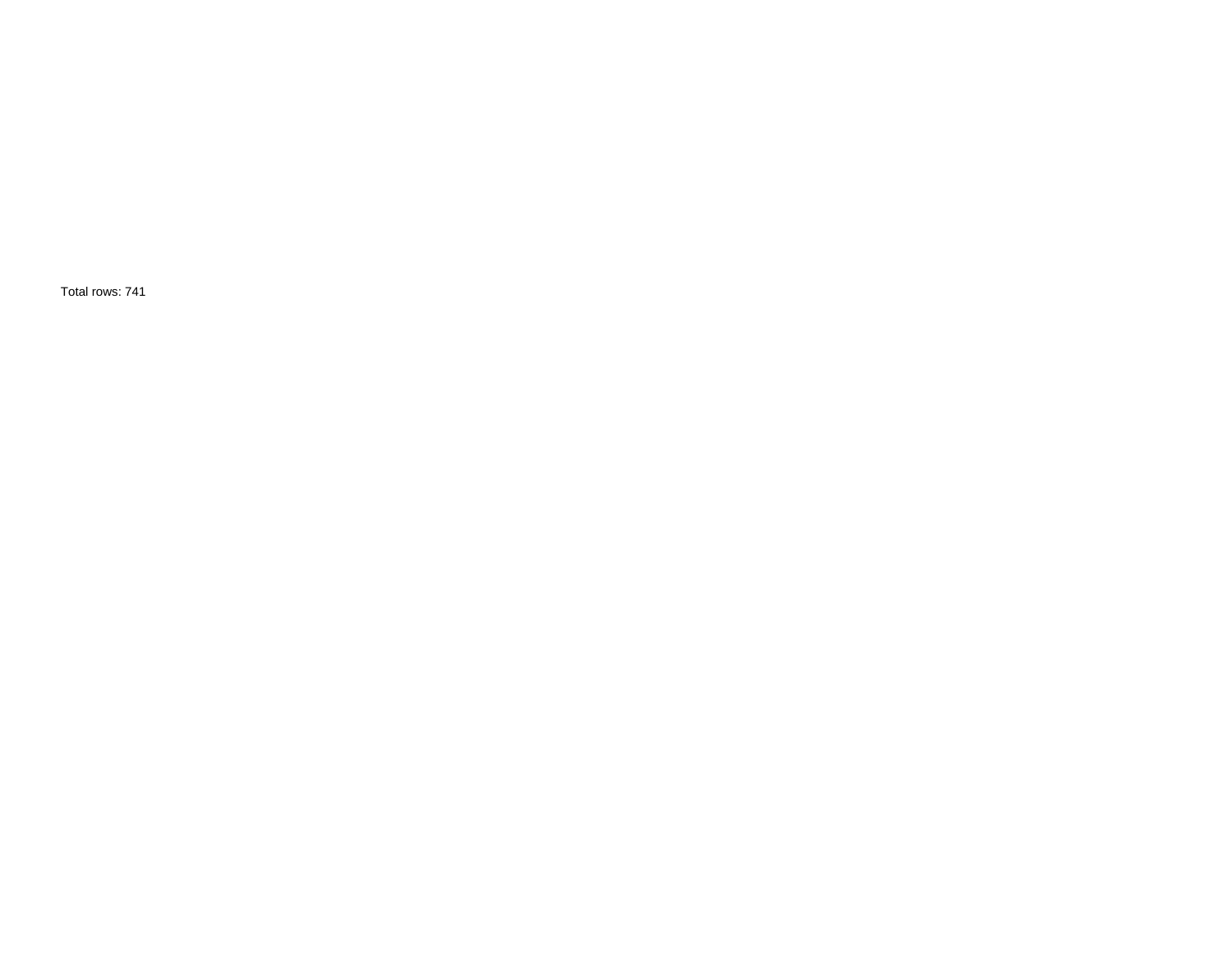Total rows: 741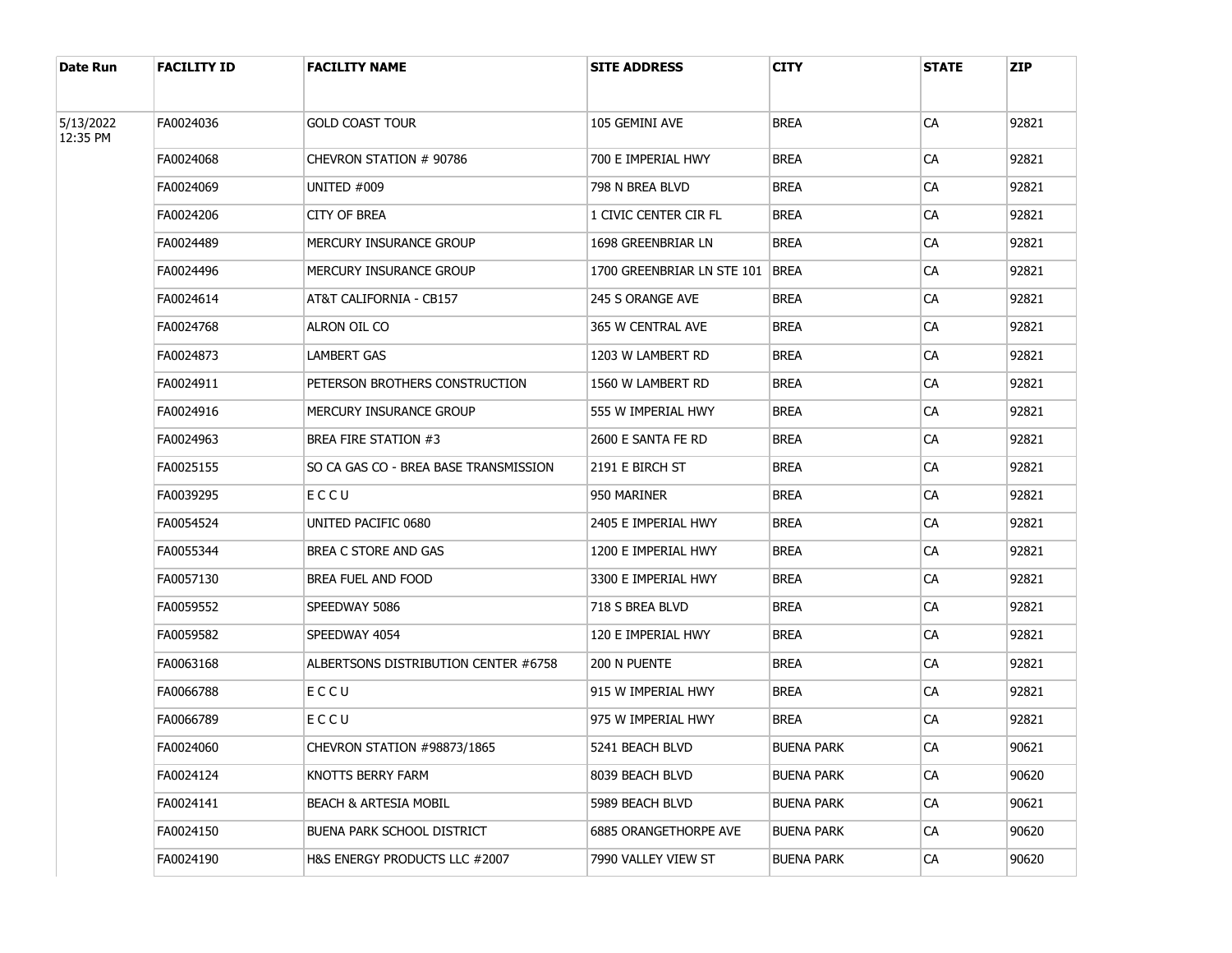| Date Run | FACILITY ID | FACILITY NAME | SITE ADDRESS | CITY | STATE | ZIP |
| --- | --- | --- | --- | --- | --- | --- |
| 5/13/2022 12:35 PM | FA0024036 | GOLD COAST TOUR | 105 GEMINI AVE | BREA | CA | 92821 |
| | FA0024068 | CHEVRON STATION # 90786 | 700 E IMPERIAL HWY | BREA | CA | 92821 |
| | FA0024069 | UNITED #009 | 798 N BREA BLVD | BREA | CA | 92821 |
| | FA0024206 | CITY OF BREA | 1 CIVIC CENTER CIR FL | BREA | CA | 92821 |
| | FA0024489 | MERCURY INSURANCE GROUP | 1698 GREENBRIAR LN | BREA | CA | 92821 |
| | FA0024496 | MERCURY INSURANCE GROUP | 1700 GREENBRIAR LN STE 101 | BREA | CA | 92821 |
| | FA0024614 | AT&T CALIFORNIA - CB157 | 245 S ORANGE AVE | BREA | CA | 92821 |
| | FA0024768 | ALRON OIL CO | 365 W CENTRAL AVE | BREA | CA | 92821 |
| | FA0024873 | LAMBERT GAS | 1203 W LAMBERT RD | BREA | CA | 92821 |
| | FA0024911 | PETERSON BROTHERS CONSTRUCTION | 1560 W LAMBERT RD | BREA | CA | 92821 |
| | FA0024916 | MERCURY INSURANCE GROUP | 555 W IMPERIAL HWY | BREA | CA | 92821 |
| | FA0024963 | BREA FIRE STATION #3 | 2600 E SANTA FE RD | BREA | CA | 92821 |
| | FA0025155 | SO CA GAS CO - BREA BASE TRANSMISSION | 2191 E BIRCH ST | BREA | CA | 92821 |
| | FA0039295 | E C C U | 950 MARINER | BREA | CA | 92821 |
| | FA0054524 | UNITED PACIFIC 0680 | 2405 E IMPERIAL HWY | BREA | CA | 92821 |
| | FA0055344 | BREA C STORE AND GAS | 1200 E IMPERIAL HWY | BREA | CA | 92821 |
| | FA0057130 | BREA FUEL AND FOOD | 3300 E IMPERIAL HWY | BREA | CA | 92821 |
| | FA0059552 | SPEEDWAY 5086 | 718 S BREA BLVD | BREA | CA | 92821 |
| | FA0059582 | SPEEDWAY 4054 | 120 E IMPERIAL HWY | BREA | CA | 92821 |
| | FA0063168 | ALBERTSONS DISTRIBUTION CENTER #6758 | 200 N PUENTE | BREA | CA | 92821 |
| | FA0066788 | E C C U | 915 W IMPERIAL HWY | BREA | CA | 92821 |
| | FA0066789 | E C C U | 975 W IMPERIAL HWY | BREA | CA | 92821 |
| | FA0024060 | CHEVRON STATION #98873/1865 | 5241 BEACH BLVD | BUENA PARK | CA | 90621 |
| | FA0024124 | KNOTTS BERRY FARM | 8039 BEACH BLVD | BUENA PARK | CA | 90620 |
| | FA0024141 | BEACH & ARTESIA MOBIL | 5989 BEACH BLVD | BUENA PARK | CA | 90621 |
| | FA0024150 | BUENA PARK SCHOOL DISTRICT | 6885 ORANGETHORPE AVE | BUENA PARK | CA | 90620 |
| | FA0024190 | H&S ENERGY PRODUCTS LLC #2007 | 7990 VALLEY VIEW ST | BUENA PARK | CA | 90620 |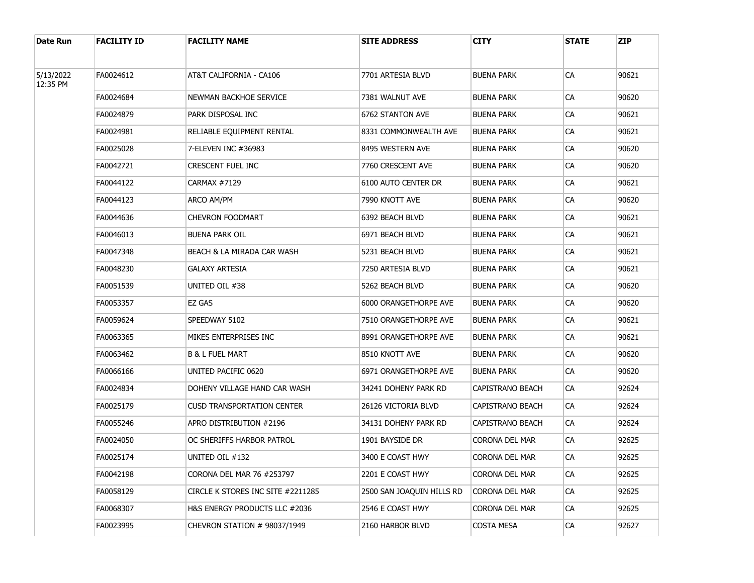| Date Run | FACILITY ID | FACILITY NAME | SITE ADDRESS | CITY | STATE | ZIP |
|---|---|---|---|---|---|---|
| 5/13/2022 12:35 PM | FA0024612 | AT&T CALIFORNIA - CA106 | 7701 ARTESIA BLVD | BUENA PARK | CA | 90621 |
| | FA0024684 | NEWMAN BACKHOE SERVICE | 7381 WALNUT AVE | BUENA PARK | CA | 90620 |
| | FA0024879 | PARK DISPOSAL INC | 6762 STANTON AVE | BUENA PARK | CA | 90621 |
| | FA0024981 | RELIABLE EQUIPMENT RENTAL | 8331 COMMONWEALTH AVE | BUENA PARK | CA | 90621 |
| | FA0025028 | 7-ELEVEN INC #36983 | 8495 WESTERN AVE | BUENA PARK | CA | 90620 |
| | FA0042721 | CRESCENT FUEL INC | 7760 CRESCENT AVE | BUENA PARK | CA | 90620 |
| | FA0044122 | CARMAX #7129 | 6100 AUTO CENTER DR | BUENA PARK | CA | 90621 |
| | FA0044123 | ARCO AM/PM | 7990 KNOTT AVE | BUENA PARK | CA | 90620 |
| | FA0044636 | CHEVRON FOODMART | 6392 BEACH BLVD | BUENA PARK | CA | 90621 |
| | FA0046013 | BUENA PARK OIL | 6971 BEACH BLVD | BUENA PARK | CA | 90621 |
| | FA0047348 | BEACH & LA MIRADA CAR WASH | 5231 BEACH BLVD | BUENA PARK | CA | 90621 |
| | FA0048230 | GALAXY ARTESIA | 7250 ARTESIA BLVD | BUENA PARK | CA | 90621 |
| | FA0051539 | UNITED OIL #38 | 5262 BEACH BLVD | BUENA PARK | CA | 90620 |
| | FA0053357 | EZ GAS | 6000 ORANGETHORPE AVE | BUENA PARK | CA | 90620 |
| | FA0059624 | SPEEDWAY 5102 | 7510 ORANGETHORPE AVE | BUENA PARK | CA | 90621 |
| | FA0063365 | MIKES ENTERPRISES INC | 8991 ORANGETHORPE AVE | BUENA PARK | CA | 90621 |
| | FA0063462 | B & L FUEL MART | 8510 KNOTT AVE | BUENA PARK | CA | 90620 |
| | FA0066166 | UNITED PACIFIC 0620 | 6971 ORANGETHORPE AVE | BUENA PARK | CA | 90620 |
| | FA0024834 | DOHENY VILLAGE HAND CAR WASH | 34241 DOHENY PARK RD | CAPISTRANO BEACH | CA | 92624 |
| | FA0025179 | CUSD TRANSPORTATION CENTER | 26126 VICTORIA BLVD | CAPISTRANO BEACH | CA | 92624 |
| | FA0055246 | APRO DISTRIBUTION #2196 | 34131 DOHENY PARK RD | CAPISTRANO BEACH | CA | 92624 |
| | FA0024050 | OC SHERIFFS HARBOR PATROL | 1901 BAYSIDE DR | CORONA DEL MAR | CA | 92625 |
| | FA0025174 | UNITED OIL #132 | 3400 E COAST HWY | CORONA DEL MAR | CA | 92625 |
| | FA0042198 | CORONA DEL MAR 76 #253797 | 2201 E COAST HWY | CORONA DEL MAR | CA | 92625 |
| | FA0058129 | CIRCLE K STORES INC SITE #2211285 | 2500 SAN JOAQUIN HILLS RD | CORONA DEL MAR | CA | 92625 |
| | FA0068307 | H&S ENERGY PRODUCTS LLC #2036 | 2546 E COAST HWY | CORONA DEL MAR | CA | 92625 |
| | FA0023995 | CHEVRON STATION # 98037/1949 | 2160 HARBOR BLVD | COSTA MESA | CA | 92627 |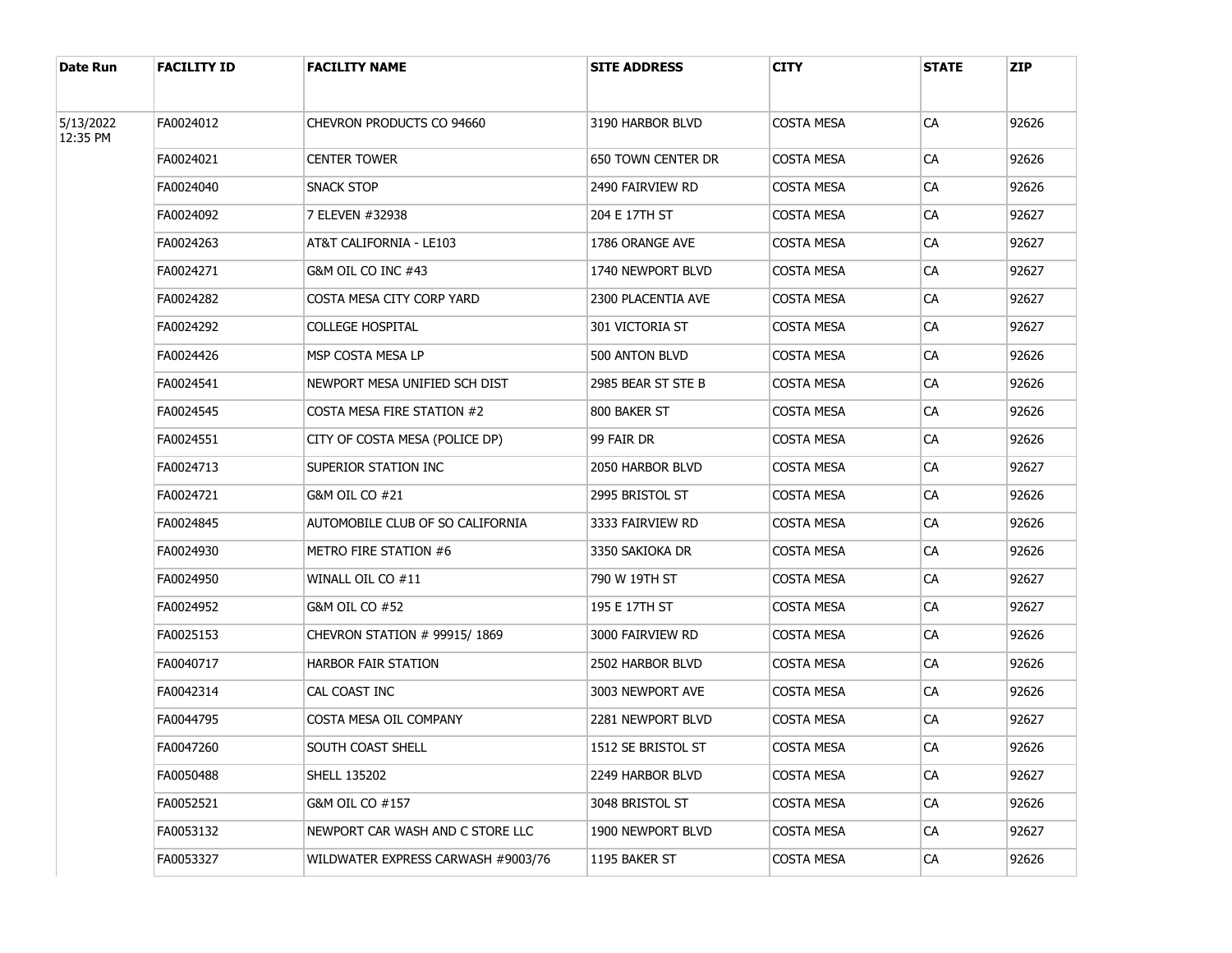| Date Run | FACILITY ID | FACILITY NAME | SITE ADDRESS | CITY | STATE | ZIP |
|---|---|---|---|---|---|---|
| 5/13/2022 12:35 PM | FA0024012 | CHEVRON PRODUCTS CO 94660 | 3190 HARBOR BLVD | COSTA MESA | CA | 92626 |
| | FA0024021 | CENTER TOWER | 650 TOWN CENTER DR | COSTA MESA | CA | 92626 |
| | FA0024040 | SNACK STOP | 2490 FAIRVIEW RD | COSTA MESA | CA | 92626 |
| | FA0024092 | 7 ELEVEN #32938 | 204 E 17TH ST | COSTA MESA | CA | 92627 |
| | FA0024263 | AT&T CALIFORNIA - LE103 | 1786 ORANGE AVE | COSTA MESA | CA | 92627 |
| | FA0024271 | G&M OIL CO INC #43 | 1740 NEWPORT BLVD | COSTA MESA | CA | 92627 |
| | FA0024282 | COSTA MESA CITY CORP YARD | 2300 PLACENTIA AVE | COSTA MESA | CA | 92627 |
| | FA0024292 | COLLEGE HOSPITAL | 301 VICTORIA ST | COSTA MESA | CA | 92627 |
| | FA0024426 | MSP COSTA MESA LP | 500 ANTON BLVD | COSTA MESA | CA | 92626 |
| | FA0024541 | NEWPORT MESA UNIFIED SCH DIST | 2985 BEAR ST STE B | COSTA MESA | CA | 92626 |
| | FA0024545 | COSTA MESA FIRE STATION #2 | 800 BAKER ST | COSTA MESA | CA | 92626 |
| | FA0024551 | CITY OF COSTA MESA (POLICE DP) | 99 FAIR DR | COSTA MESA | CA | 92626 |
| | FA0024713 | SUPERIOR STATION INC | 2050 HARBOR BLVD | COSTA MESA | CA | 92627 |
| | FA0024721 | G&M OIL CO #21 | 2995 BRISTOL ST | COSTA MESA | CA | 92626 |
| | FA0024845 | AUTOMOBILE CLUB OF SO CALIFORNIA | 3333 FAIRVIEW RD | COSTA MESA | CA | 92626 |
| | FA0024930 | METRO FIRE STATION #6 | 3350 SAKIOKA DR | COSTA MESA | CA | 92626 |
| | FA0024950 | WINALL OIL CO #11 | 790 W 19TH ST | COSTA MESA | CA | 92627 |
| | FA0024952 | G&M OIL CO #52 | 195 E 17TH ST | COSTA MESA | CA | 92627 |
| | FA0025153 | CHEVRON STATION # 99915/ 1869 | 3000 FAIRVIEW RD | COSTA MESA | CA | 92626 |
| | FA0040717 | HARBOR FAIR STATION | 2502 HARBOR BLVD | COSTA MESA | CA | 92626 |
| | FA0042314 | CAL COAST INC | 3003 NEWPORT AVE | COSTA MESA | CA | 92626 |
| | FA0044795 | COSTA MESA OIL COMPANY | 2281 NEWPORT BLVD | COSTA MESA | CA | 92627 |
| | FA0047260 | SOUTH COAST SHELL | 1512 SE BRISTOL ST | COSTA MESA | CA | 92626 |
| | FA0050488 | SHELL 135202 | 2249 HARBOR BLVD | COSTA MESA | CA | 92627 |
| | FA0052521 | G&M OIL CO #157 | 3048 BRISTOL ST | COSTA MESA | CA | 92626 |
| | FA0053132 | NEWPORT CAR WASH AND C STORE LLC | 1900 NEWPORT BLVD | COSTA MESA | CA | 92627 |
| | FA0053327 | WILDWATER EXPRESS CARWASH #9003/76 | 1195 BAKER ST | COSTA MESA | CA | 92626 |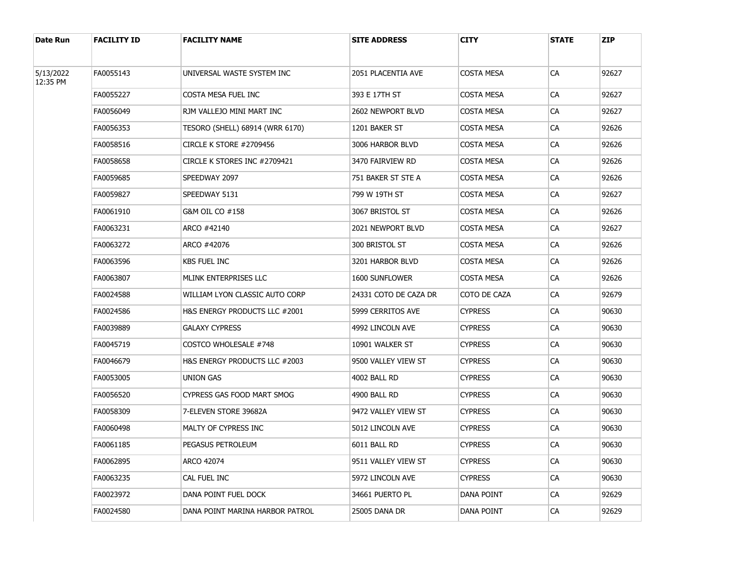| Date Run | FACILITY ID | FACILITY NAME | SITE ADDRESS | CITY | STATE | ZIP |
|---|---|---|---|---|---|---|
| 5/13/2022 12:35 PM | FA0055143 | UNIVERSAL WASTE SYSTEM INC | 2051 PLACENTIA AVE | COSTA MESA | CA | 92627 |
| | FA0055227 | COSTA MESA FUEL INC | 393 E 17TH ST | COSTA MESA | CA | 92627 |
| | FA0056049 | RJM VALLEJO MINI MART INC | 2602 NEWPORT BLVD | COSTA MESA | CA | 92627 |
| | FA0056353 | TESORO (SHELL) 68914 (WRR 6170) | 1201 BAKER ST | COSTA MESA | CA | 92626 |
| | FA0058516 | CIRCLE K STORE #2709456 | 3006 HARBOR BLVD | COSTA MESA | CA | 92626 |
| | FA0058658 | CIRCLE K STORES INC #2709421 | 3470 FAIRVIEW RD | COSTA MESA | CA | 92626 |
| | FA0059685 | SPEEDWAY 2097 | 751 BAKER ST STE A | COSTA MESA | CA | 92626 |
| | FA0059827 | SPEEDWAY 5131 | 799 W 19TH ST | COSTA MESA | CA | 92627 |
| | FA0061910 | G&M OIL CO #158 | 3067 BRISTOL ST | COSTA MESA | CA | 92626 |
| | FA0063231 | ARCO #42140 | 2021 NEWPORT BLVD | COSTA MESA | CA | 92627 |
| | FA0063272 | ARCO #42076 | 300 BRISTOL ST | COSTA MESA | CA | 92626 |
| | FA0063596 | KBS FUEL INC | 3201 HARBOR BLVD | COSTA MESA | CA | 92626 |
| | FA0063807 | MLINK ENTERPRISES LLC | 1600 SUNFLOWER | COSTA MESA | CA | 92626 |
| | FA0024588 | WILLIAM LYON CLASSIC AUTO CORP | 24331 COTO DE CAZA DR | COTO DE CAZA | CA | 92679 |
| | FA0024586 | H&S ENERGY PRODUCTS LLC #2001 | 5999 CERRITOS AVE | CYPRESS | CA | 90630 |
| | FA0039889 | GALAXY CYPRESS | 4992 LINCOLN AVE | CYPRESS | CA | 90630 |
| | FA0045719 | COSTCO WHOLESALE #748 | 10901 WALKER ST | CYPRESS | CA | 90630 |
| | FA0046679 | H&S ENERGY PRODUCTS LLC #2003 | 9500 VALLEY VIEW ST | CYPRESS | CA | 90630 |
| | FA0053005 | UNION GAS | 4002 BALL RD | CYPRESS | CA | 90630 |
| | FA0056520 | CYPRESS GAS FOOD MART SMOG | 4900 BALL RD | CYPRESS | CA | 90630 |
| | FA0058309 | 7-ELEVEN STORE 39682A | 9472 VALLEY VIEW ST | CYPRESS | CA | 90630 |
| | FA0060498 | MALTY OF CYPRESS INC | 5012 LINCOLN AVE | CYPRESS | CA | 90630 |
| | FA0061185 | PEGASUS PETROLEUM | 6011 BALL RD | CYPRESS | CA | 90630 |
| | FA0062895 | ARCO 42074 | 9511 VALLEY VIEW ST | CYPRESS | CA | 90630 |
| | FA0063235 | CAL FUEL INC | 5972 LINCOLN AVE | CYPRESS | CA | 90630 |
| | FA0023972 | DANA POINT FUEL DOCK | 34661 PUERTO PL | DANA POINT | CA | 92629 |
| | FA0024580 | DANA POINT MARINA HARBOR PATROL | 25005 DANA DR | DANA POINT | CA | 92629 |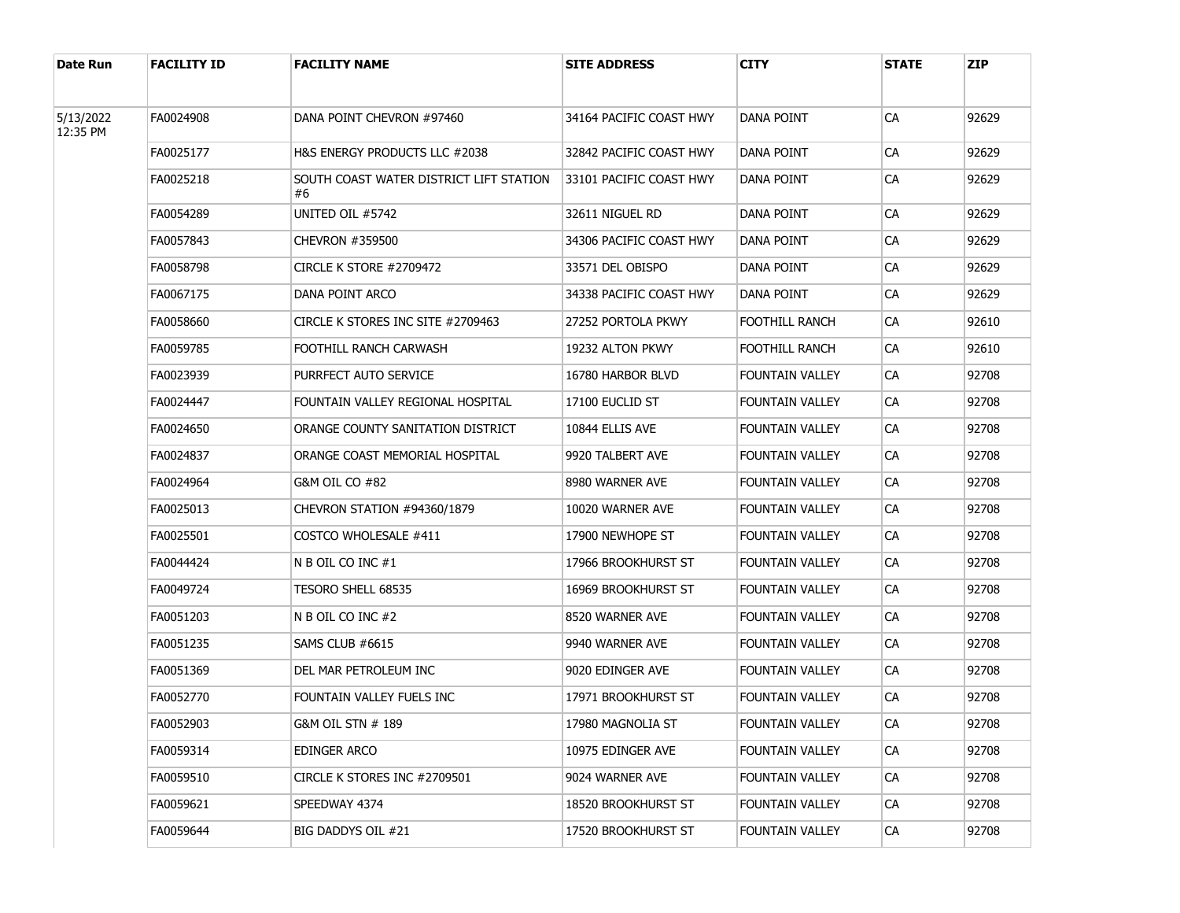| Date Run | FACILITY ID | FACILITY NAME | SITE ADDRESS | CITY | STATE | ZIP |
| --- | --- | --- | --- | --- | --- | --- |
| 5/13/2022 12:35 PM | FA0024908 | DANA POINT CHEVRON #97460 | 34164 PACIFIC COAST HWY | DANA POINT | CA | 92629 |
| | FA0025177 | H&S ENERGY PRODUCTS LLC #2038 | 32842 PACIFIC COAST HWY | DANA POINT | CA | 92629 |
| | FA0025218 | SOUTH COAST WATER DISTRICT LIFT STATION #6 | 33101 PACIFIC COAST HWY | DANA POINT | CA | 92629 |
| | FA0054289 | UNITED OIL #5742 | 32611 NIGUEL RD | DANA POINT | CA | 92629 |
| | FA0057843 | CHEVRON #359500 | 34306 PACIFIC COAST HWY | DANA POINT | CA | 92629 |
| | FA0058798 | CIRCLE K STORE #2709472 | 33571 DEL OBISPO | DANA POINT | CA | 92629 |
| | FA0067175 | DANA POINT ARCO | 34338 PACIFIC COAST HWY | DANA POINT | CA | 92629 |
| | FA0058660 | CIRCLE K STORES INC SITE #2709463 | 27252 PORTOLA PKWY | FOOTHILL RANCH | CA | 92610 |
| | FA0059785 | FOOTHILL RANCH CARWASH | 19232 ALTON PKWY | FOOTHILL RANCH | CA | 92610 |
| | FA0023939 | PURRFECT AUTO SERVICE | 16780 HARBOR BLVD | FOUNTAIN VALLEY | CA | 92708 |
| | FA0024447 | FOUNTAIN VALLEY REGIONAL HOSPITAL | 17100 EUCLID ST | FOUNTAIN VALLEY | CA | 92708 |
| | FA0024650 | ORANGE COUNTY SANITATION DISTRICT | 10844 ELLIS AVE | FOUNTAIN VALLEY | CA | 92708 |
| | FA0024837 | ORANGE COAST MEMORIAL HOSPITAL | 9920 TALBERT AVE | FOUNTAIN VALLEY | CA | 92708 |
| | FA0024964 | G&M OIL CO #82 | 8980 WARNER AVE | FOUNTAIN VALLEY | CA | 92708 |
| | FA0025013 | CHEVRON STATION #94360/1879 | 10020 WARNER AVE | FOUNTAIN VALLEY | CA | 92708 |
| | FA0025501 | COSTCO WHOLESALE #411 | 17900 NEWHOPE ST | FOUNTAIN VALLEY | CA | 92708 |
| | FA0044424 | N B OIL CO INC #1 | 17966 BROOKHURST ST | FOUNTAIN VALLEY | CA | 92708 |
| | FA0049724 | TESORO SHELL 68535 | 16969 BROOKHURST ST | FOUNTAIN VALLEY | CA | 92708 |
| | FA0051203 | N B OIL CO INC #2 | 8520 WARNER AVE | FOUNTAIN VALLEY | CA | 92708 |
| | FA0051235 | SAMS CLUB #6615 | 9940 WARNER AVE | FOUNTAIN VALLEY | CA | 92708 |
| | FA0051369 | DEL MAR PETROLEUM INC | 9020 EDINGER AVE | FOUNTAIN VALLEY | CA | 92708 |
| | FA0052770 | FOUNTAIN VALLEY FUELS INC | 17971 BROOKHURST ST | FOUNTAIN VALLEY | CA | 92708 |
| | FA0052903 | G&M OIL STN # 189 | 17980 MAGNOLIA ST | FOUNTAIN VALLEY | CA | 92708 |
| | FA0059314 | EDINGER ARCO | 10975 EDINGER AVE | FOUNTAIN VALLEY | CA | 92708 |
| | FA0059510 | CIRCLE K STORES INC #2709501 | 9024 WARNER AVE | FOUNTAIN VALLEY | CA | 92708 |
| | FA0059621 | SPEEDWAY 4374 | 18520 BROOKHURST ST | FOUNTAIN VALLEY | CA | 92708 |
| | FA0059644 | BIG DADDYS OIL #21 | 17520 BROOKHURST ST | FOUNTAIN VALLEY | CA | 92708 |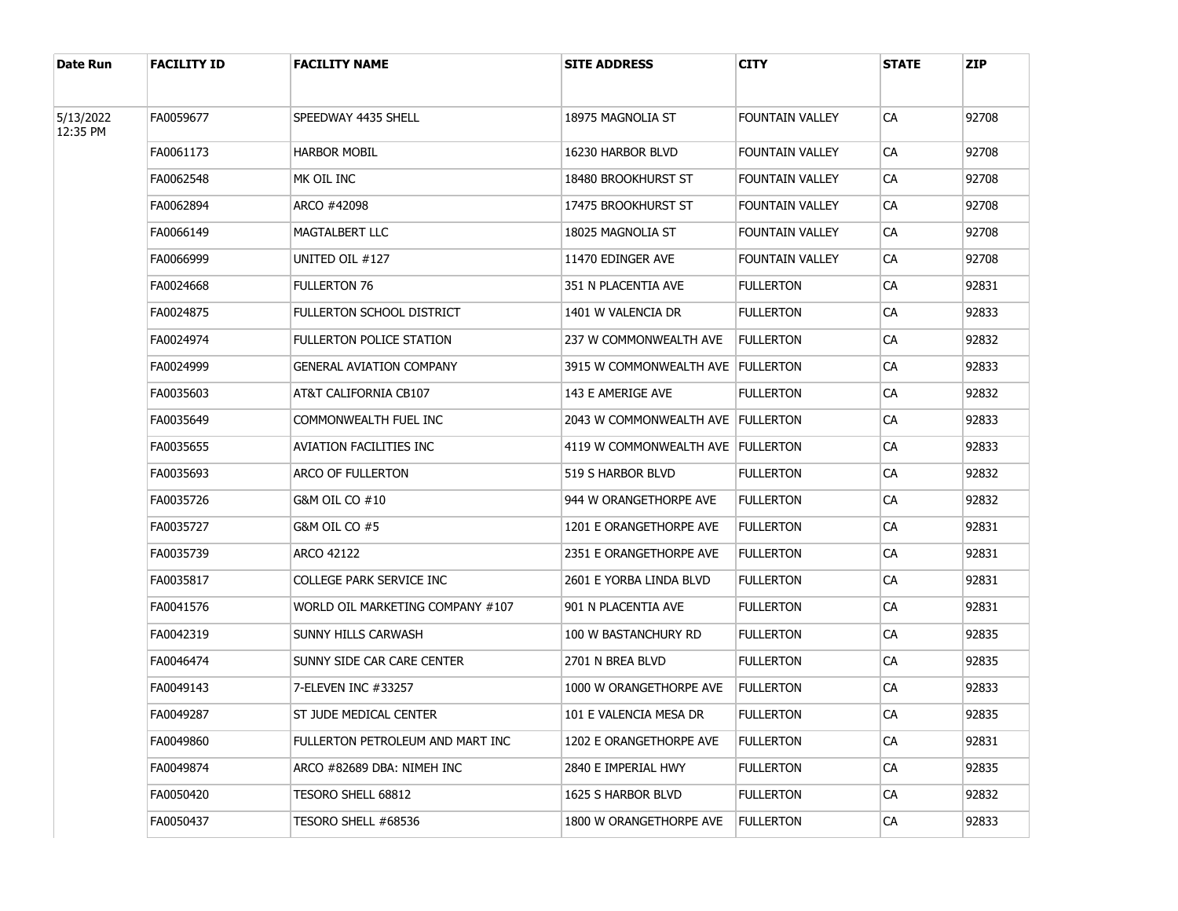| Date Run | FACILITY ID | FACILITY NAME | SITE ADDRESS | CITY | STATE | ZIP |
| --- | --- | --- | --- | --- | --- | --- |
| 5/13/2022 12:35 PM | FA0059677 | SPEEDWAY 4435 SHELL | 18975 MAGNOLIA ST | FOUNTAIN VALLEY | CA | 92708 |
| | FA0061173 | HARBOR MOBIL | 16230 HARBOR BLVD | FOUNTAIN VALLEY | CA | 92708 |
| | FA0062548 | MK OIL INC | 18480 BROOKHURST ST | FOUNTAIN VALLEY | CA | 92708 |
| | FA0062894 | ARCO #42098 | 17475 BROOKHURST ST | FOUNTAIN VALLEY | CA | 92708 |
| | FA0066149 | MAGTALBERT LLC | 18025 MAGNOLIA ST | FOUNTAIN VALLEY | CA | 92708 |
| | FA0066999 | UNITED OIL #127 | 11470 EDINGER AVE | FOUNTAIN VALLEY | CA | 92708 |
| | FA0024668 | FULLERTON 76 | 351 N PLACENTIA AVE | FULLERTON | CA | 92831 |
| | FA0024875 | FULLERTON SCHOOL DISTRICT | 1401 W VALENCIA DR | FULLERTON | CA | 92833 |
| | FA0024974 | FULLERTON POLICE STATION | 237 W COMMONWEALTH AVE | FULLERTON | CA | 92832 |
| | FA0024999 | GENERAL AVIATION COMPANY | 3915 W COMMONWEALTH AVE | FULLERTON | CA | 92833 |
| | FA0035603 | AT&T CALIFORNIA CB107 | 143 E AMERIGE AVE | FULLERTON | CA | 92832 |
| | FA0035649 | COMMONWEALTH FUEL INC | 2043 W COMMONWEALTH AVE | FULLERTON | CA | 92833 |
| | FA0035655 | AVIATION FACILITIES INC | 4119 W COMMONWEALTH AVE | FULLERTON | CA | 92833 |
| | FA0035693 | ARCO OF FULLERTON | 519 S HARBOR BLVD | FULLERTON | CA | 92832 |
| | FA0035726 | G&M OIL CO #10 | 944 W ORANGETHORPE AVE | FULLERTON | CA | 92832 |
| | FA0035727 | G&M OIL CO #5 | 1201 E ORANGETHORPE AVE | FULLERTON | CA | 92831 |
| | FA0035739 | ARCO 42122 | 2351 E ORANGETHORPE AVE | FULLERTON | CA | 92831 |
| | FA0035817 | COLLEGE PARK SERVICE INC | 2601 E YORBA LINDA BLVD | FULLERTON | CA | 92831 |
| | FA0041576 | WORLD OIL MARKETING COMPANY #107 | 901 N PLACENTIA AVE | FULLERTON | CA | 92831 |
| | FA0042319 | SUNNY HILLS CARWASH | 100 W BASTANCHURY RD | FULLERTON | CA | 92835 |
| | FA0046474 | SUNNY SIDE CAR CARE CENTER | 2701 N BREA BLVD | FULLERTON | CA | 92835 |
| | FA0049143 | 7-ELEVEN INC #33257 | 1000 W ORANGETHORPE AVE | FULLERTON | CA | 92833 |
| | FA0049287 | ST JUDE MEDICAL CENTER | 101 E VALENCIA MESA DR | FULLERTON | CA | 92835 |
| | FA0049860 | FULLERTON PETROLEUM AND MART INC | 1202 E ORANGETHORPE AVE | FULLERTON | CA | 92831 |
| | FA0049874 | ARCO #82689 DBA: NIMEH INC | 2840 E IMPERIAL HWY | FULLERTON | CA | 92835 |
| | FA0050420 | TESORO SHELL 68812 | 1625 S HARBOR BLVD | FULLERTON | CA | 92832 |
| | FA0050437 | TESORO SHELL #68536 | 1800 W ORANGETHORPE AVE | FULLERTON | CA | 92833 |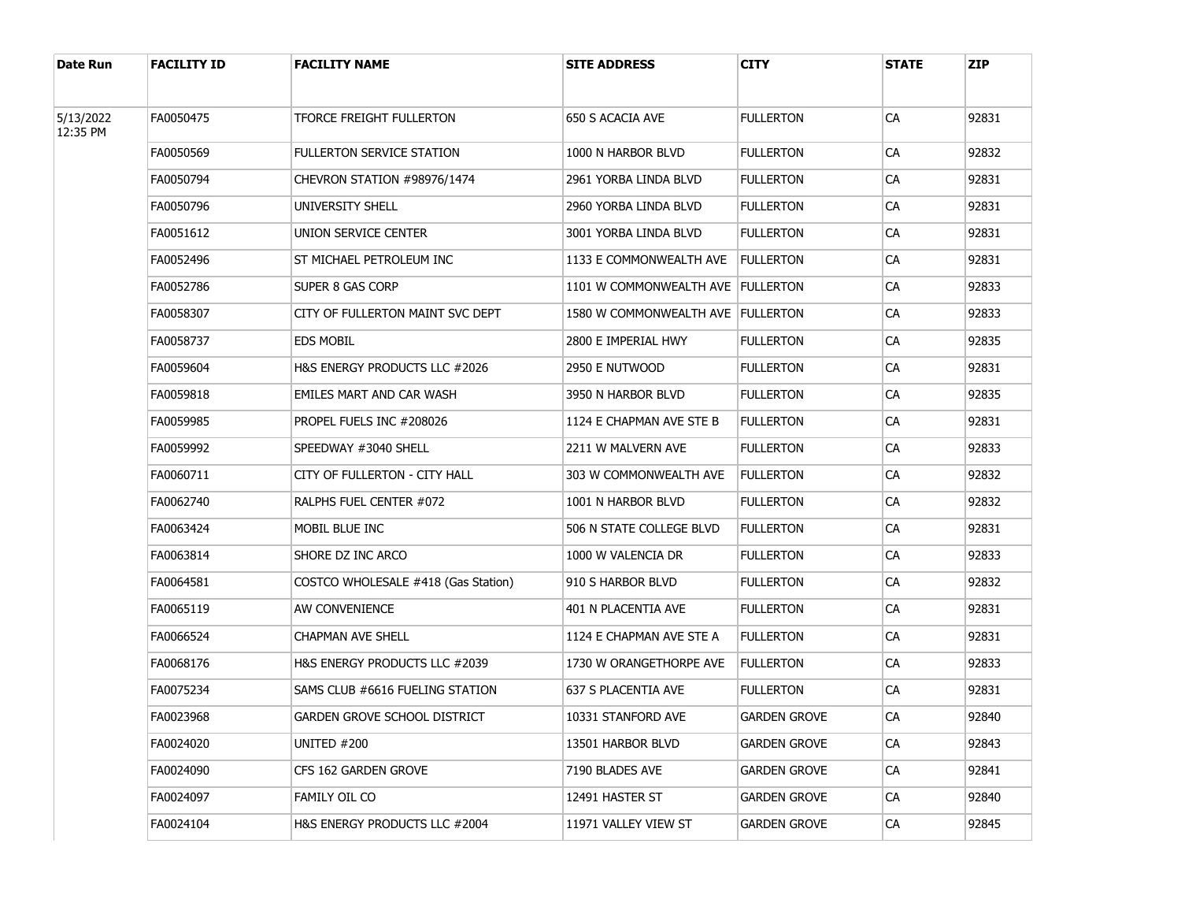| Date Run | FACILITY ID | FACILITY NAME | SITE ADDRESS | CITY | STATE | ZIP |
|---|---|---|---|---|---|---|
| 5/13/2022 12:35 PM | FA0050475 | TFORCE FREIGHT FULLERTON | 650 S ACACIA AVE | FULLERTON | CA | 92831 |
| | FA0050569 | FULLERTON SERVICE STATION | 1000 N HARBOR BLVD | FULLERTON | CA | 92832 |
| | FA0050794 | CHEVRON STATION #98976/1474 | 2961 YORBA LINDA BLVD | FULLERTON | CA | 92831 |
| | FA0050796 | UNIVERSITY SHELL | 2960 YORBA LINDA BLVD | FULLERTON | CA | 92831 |
| | FA0051612 | UNION SERVICE CENTER | 3001 YORBA LINDA BLVD | FULLERTON | CA | 92831 |
| | FA0052496 | ST MICHAEL PETROLEUM INC | 1133 E COMMONWEALTH AVE | FULLERTON | CA | 92831 |
| | FA0052786 | SUPER 8 GAS CORP | 1101 W COMMONWEALTH AVE | FULLERTON | CA | 92833 |
| | FA0058307 | CITY OF FULLERTON MAINT SVC DEPT | 1580 W COMMONWEALTH AVE | FULLERTON | CA | 92833 |
| | FA0058737 | EDS MOBIL | 2800 E IMPERIAL HWY | FULLERTON | CA | 92835 |
| | FA0059604 | H&S ENERGY PRODUCTS LLC #2026 | 2950 E NUTWOOD | FULLERTON | CA | 92831 |
| | FA0059818 | EMILES MART AND CAR WASH | 3950 N HARBOR BLVD | FULLERTON | CA | 92835 |
| | FA0059985 | PROPEL FUELS INC #208026 | 1124 E CHAPMAN AVE STE B | FULLERTON | CA | 92831 |
| | FA0059992 | SPEEDWAY #3040 SHELL | 2211 W MALVERN AVE | FULLERTON | CA | 92833 |
| | FA0060711 | CITY OF FULLERTON - CITY HALL | 303 W COMMONWEALTH AVE | FULLERTON | CA | 92832 |
| | FA0062740 | RALPHS FUEL CENTER #072 | 1001 N HARBOR BLVD | FULLERTON | CA | 92832 |
| | FA0063424 | MOBIL BLUE INC | 506 N STATE COLLEGE BLVD | FULLERTON | CA | 92831 |
| | FA0063814 | SHORE DZ INC ARCO | 1000 W VALENCIA DR | FULLERTON | CA | 92833 |
| | FA0064581 | COSTCO WHOLESALE #418 (Gas Station) | 910 S HARBOR BLVD | FULLERTON | CA | 92832 |
| | FA0065119 | AW CONVENIENCE | 401 N PLACENTIA AVE | FULLERTON | CA | 92831 |
| | FA0066524 | CHAPMAN AVE SHELL | 1124 E CHAPMAN AVE STE A | FULLERTON | CA | 92831 |
| | FA0068176 | H&S ENERGY PRODUCTS LLC #2039 | 1730 W ORANGETHORPE AVE | FULLERTON | CA | 92833 |
| | FA0075234 | SAMS CLUB #6616 FUELING STATION | 637 S PLACENTIA AVE | FULLERTON | CA | 92831 |
| | FA0023968 | GARDEN GROVE SCHOOL DISTRICT | 10331 STANFORD AVE | GARDEN GROVE | CA | 92840 |
| | FA0024020 | UNITED #200 | 13501 HARBOR BLVD | GARDEN GROVE | CA | 92843 |
| | FA0024090 | CFS 162 GARDEN GROVE | 7190 BLADES AVE | GARDEN GROVE | CA | 92841 |
| | FA0024097 | FAMILY OIL CO | 12491 HASTER ST | GARDEN GROVE | CA | 92840 |
| | FA0024104 | H&S ENERGY PRODUCTS LLC #2004 | 11971 VALLEY VIEW ST | GARDEN GROVE | CA | 92845 |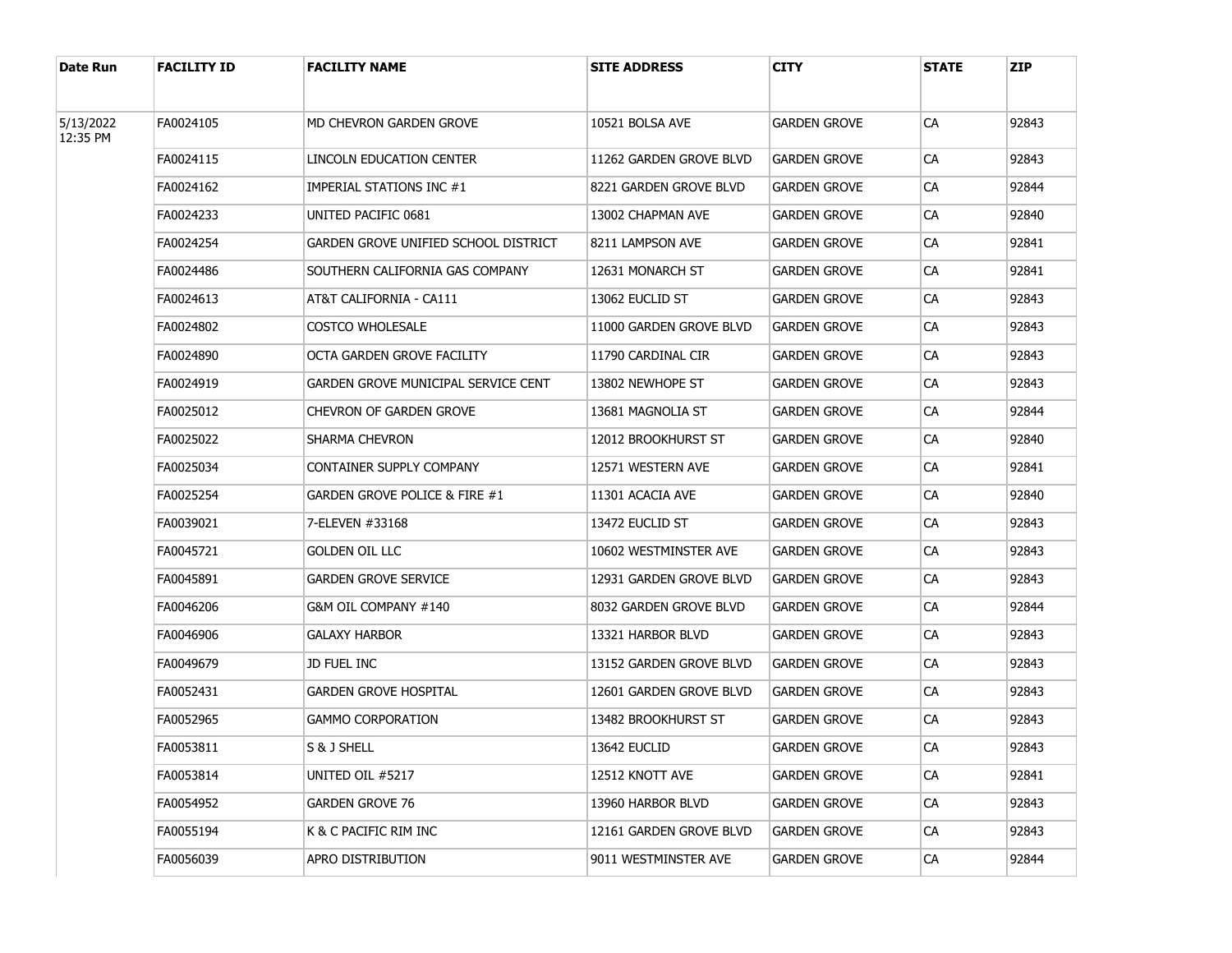| Date Run | FACILITY ID | FACILITY NAME | SITE ADDRESS | CITY | STATE | ZIP |
|---|---|---|---|---|---|---|
| 5/13/2022 12:35 PM | FA0024105 | MD CHEVRON GARDEN GROVE | 10521 BOLSA AVE | GARDEN GROVE | CA | 92843 |
| | FA0024115 | LINCOLN EDUCATION CENTER | 11262 GARDEN GROVE BLVD | GARDEN GROVE | CA | 92843 |
| | FA0024162 | IMPERIAL STATIONS INC #1 | 8221 GARDEN GROVE BLVD | GARDEN GROVE | CA | 92844 |
| | FA0024233 | UNITED PACIFIC 0681 | 13002 CHAPMAN AVE | GARDEN GROVE | CA | 92840 |
| | FA0024254 | GARDEN GROVE UNIFIED SCHOOL DISTRICT | 8211 LAMPSON AVE | GARDEN GROVE | CA | 92841 |
| | FA0024486 | SOUTHERN CALIFORNIA GAS COMPANY | 12631 MONARCH ST | GARDEN GROVE | CA | 92841 |
| | FA0024613 | AT&T CALIFORNIA - CA111 | 13062 EUCLID ST | GARDEN GROVE | CA | 92843 |
| | FA0024802 | COSTCO WHOLESALE | 11000 GARDEN GROVE BLVD | GARDEN GROVE | CA | 92843 |
| | FA0024890 | OCTA GARDEN GROVE FACILITY | 11790 CARDINAL CIR | GARDEN GROVE | CA | 92843 |
| | FA0024919 | GARDEN GROVE MUNICIPAL SERVICE CENT | 13802 NEWHOPE ST | GARDEN GROVE | CA | 92843 |
| | FA0025012 | CHEVRON OF GARDEN GROVE | 13681 MAGNOLIA ST | GARDEN GROVE | CA | 92844 |
| | FA0025022 | SHARMA CHEVRON | 12012 BROOKHURST ST | GARDEN GROVE | CA | 92840 |
| | FA0025034 | CONTAINER SUPPLY COMPANY | 12571 WESTERN AVE | GARDEN GROVE | CA | 92841 |
| | FA0025254 | GARDEN GROVE POLICE & FIRE #1 | 11301 ACACIA AVE | GARDEN GROVE | CA | 92840 |
| | FA0039021 | 7-ELEVEN #33168 | 13472 EUCLID ST | GARDEN GROVE | CA | 92843 |
| | FA0045721 | GOLDEN OIL LLC | 10602 WESTMINSTER AVE | GARDEN GROVE | CA | 92843 |
| | FA0045891 | GARDEN GROVE SERVICE | 12931 GARDEN GROVE BLVD | GARDEN GROVE | CA | 92843 |
| | FA0046206 | G&M OIL COMPANY #140 | 8032 GARDEN GROVE BLVD | GARDEN GROVE | CA | 92844 |
| | FA0046906 | GALAXY HARBOR | 13321 HARBOR BLVD | GARDEN GROVE | CA | 92843 |
| | FA0049679 | JD FUEL INC | 13152 GARDEN GROVE BLVD | GARDEN GROVE | CA | 92843 |
| | FA0052431 | GARDEN GROVE HOSPITAL | 12601 GARDEN GROVE BLVD | GARDEN GROVE | CA | 92843 |
| | FA0052965 | GAMMO CORPORATION | 13482 BROOKHURST ST | GARDEN GROVE | CA | 92843 |
| | FA0053811 | S & J SHELL | 13642 EUCLID | GARDEN GROVE | CA | 92843 |
| | FA0053814 | UNITED OIL #5217 | 12512 KNOTT AVE | GARDEN GROVE | CA | 92841 |
| | FA0054952 | GARDEN GROVE 76 | 13960 HARBOR BLVD | GARDEN GROVE | CA | 92843 |
| | FA0055194 | K & C PACIFIC RIM INC | 12161 GARDEN GROVE BLVD | GARDEN GROVE | CA | 92843 |
| | FA0056039 | APRO DISTRIBUTION | 9011 WESTMINSTER AVE | GARDEN GROVE | CA | 92844 |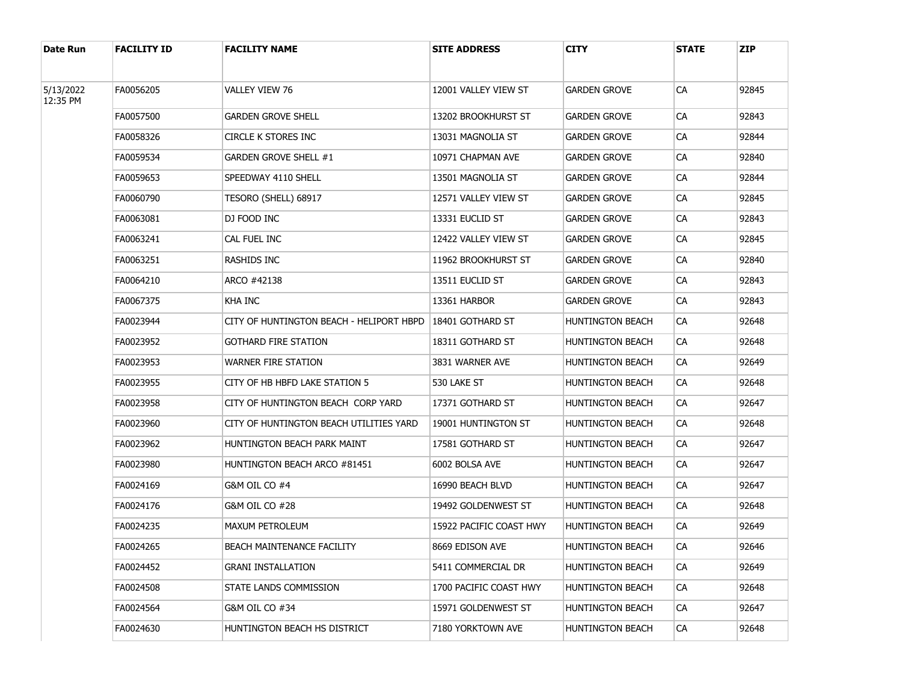| Date Run | FACILITY ID | FACILITY NAME | SITE ADDRESS | CITY | STATE | ZIP |
|---|---|---|---|---|---|---|
| 5/13/2022 12:35 PM | FA0056205 | VALLEY VIEW 76 | 12001 VALLEY VIEW ST | GARDEN GROVE | CA | 92845 |
| | FA0057500 | GARDEN GROVE SHELL | 13202 BROOKHURST ST | GARDEN GROVE | CA | 92843 |
| | FA0058326 | CIRCLE K STORES INC | 13031 MAGNOLIA ST | GARDEN GROVE | CA | 92844 |
| | FA0059534 | GARDEN GROVE SHELL #1 | 10971 CHAPMAN AVE | GARDEN GROVE | CA | 92840 |
| | FA0059653 | SPEEDWAY 4110 SHELL | 13501 MAGNOLIA ST | GARDEN GROVE | CA | 92844 |
| | FA0060790 | TESORO (SHELL) 68917 | 12571 VALLEY VIEW ST | GARDEN GROVE | CA | 92845 |
| | FA0063081 | DJ FOOD INC | 13331 EUCLID ST | GARDEN GROVE | CA | 92843 |
| | FA0063241 | CAL FUEL INC | 12422 VALLEY VIEW ST | GARDEN GROVE | CA | 92845 |
| | FA0063251 | RASHIDS INC | 11962 BROOKHURST ST | GARDEN GROVE | CA | 92840 |
| | FA0064210 | ARCO #42138 | 13511 EUCLID ST | GARDEN GROVE | CA | 92843 |
| | FA0067375 | KHA INC | 13361 HARBOR | GARDEN GROVE | CA | 92843 |
| | FA0023944 | CITY OF HUNTINGTON BEACH - HELIPORT HBPD | 18401 GOTHARD ST | HUNTINGTON BEACH | CA | 92648 |
| | FA0023952 | GOTHARD FIRE STATION | 18311 GOTHARD ST | HUNTINGTON BEACH | CA | 92648 |
| | FA0023953 | WARNER FIRE STATION | 3831 WARNER AVE | HUNTINGTON BEACH | CA | 92649 |
| | FA0023955 | CITY OF HB HBFD LAKE STATION 5 | 530 LAKE ST | HUNTINGTON BEACH | CA | 92648 |
| | FA0023958 | CITY OF HUNTINGTON BEACH CORP YARD | 17371 GOTHARD ST | HUNTINGTON BEACH | CA | 92647 |
| | FA0023960 | CITY OF HUNTINGTON BEACH UTILITIES YARD | 19001 HUNTINGTON ST | HUNTINGTON BEACH | CA | 92648 |
| | FA0023962 | HUNTINGTON BEACH PARK MAINT | 17581 GOTHARD ST | HUNTINGTON BEACH | CA | 92647 |
| | FA0023980 | HUNTINGTON BEACH ARCO #81451 | 6002 BOLSA AVE | HUNTINGTON BEACH | CA | 92647 |
| | FA0024169 | G&M OIL CO #4 | 16990 BEACH BLVD | HUNTINGTON BEACH | CA | 92647 |
| | FA0024176 | G&M OIL CO #28 | 19492 GOLDENWEST ST | HUNTINGTON BEACH | CA | 92648 |
| | FA0024235 | MAXUM PETROLEUM | 15922 PACIFIC COAST HWY | HUNTINGTON BEACH | CA | 92649 |
| | FA0024265 | BEACH MAINTENANCE FACILITY | 8669 EDISON AVE | HUNTINGTON BEACH | CA | 92646 |
| | FA0024452 | GRANI INSTALLATION | 5411 COMMERCIAL DR | HUNTINGTON BEACH | CA | 92649 |
| | FA0024508 | STATE LANDS COMMISSION | 1700 PACIFIC COAST HWY | HUNTINGTON BEACH | CA | 92648 |
| | FA0024564 | G&M OIL CO #34 | 15971 GOLDENWEST ST | HUNTINGTON BEACH | CA | 92647 |
| | FA0024630 | HUNTINGTON BEACH HS DISTRICT | 7180 YORKTOWN AVE | HUNTINGTON BEACH | CA | 92648 |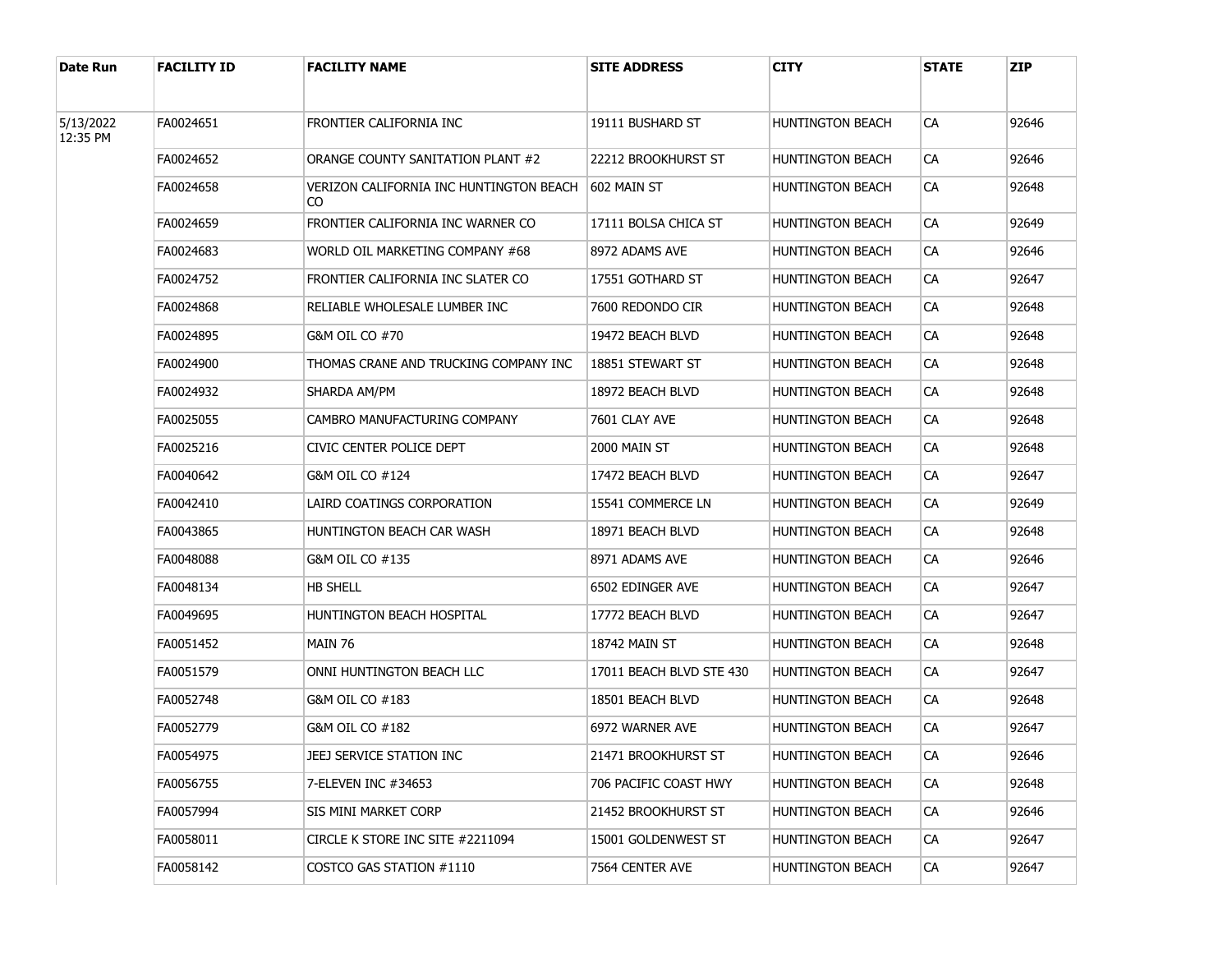| Date Run | FACILITY ID | FACILITY NAME | SITE ADDRESS | CITY | STATE | ZIP |
|---|---|---|---|---|---|---|
| 5/13/2022 12:35 PM | FA0024651 | FRONTIER CALIFORNIA INC | 19111 BUSHARD ST | HUNTINGTON BEACH | CA | 92646 |
| | FA0024652 | ORANGE COUNTY SANITATION PLANT #2 | 22212 BROOKHURST ST | HUNTINGTON BEACH | CA | 92646 |
| | FA0024658 | VERIZON CALIFORNIA INC HUNTINGTON BEACH CO | 602 MAIN ST | HUNTINGTON BEACH | CA | 92648 |
| | FA0024659 | FRONTIER CALIFORNIA INC WARNER CO | 17111 BOLSA CHICA ST | HUNTINGTON BEACH | CA | 92649 |
| | FA0024683 | WORLD OIL MARKETING COMPANY #68 | 8972 ADAMS AVE | HUNTINGTON BEACH | CA | 92646 |
| | FA0024752 | FRONTIER CALIFORNIA INC SLATER CO | 17551 GOTHARD ST | HUNTINGTON BEACH | CA | 92647 |
| | FA0024868 | RELIABLE WHOLESALE LUMBER INC | 7600 REDONDO CIR | HUNTINGTON BEACH | CA | 92648 |
| | FA0024895 | G&M OIL CO #70 | 19472 BEACH BLVD | HUNTINGTON BEACH | CA | 92648 |
| | FA0024900 | THOMAS CRANE AND TRUCKING COMPANY INC | 18851 STEWART ST | HUNTINGTON BEACH | CA | 92648 |
| | FA0024932 | SHARDA AM/PM | 18972 BEACH BLVD | HUNTINGTON BEACH | CA | 92648 |
| | FA0025055 | CAMBRO MANUFACTURING COMPANY | 7601 CLAY AVE | HUNTINGTON BEACH | CA | 92648 |
| | FA0025216 | CIVIC CENTER POLICE DEPT | 2000 MAIN ST | HUNTINGTON BEACH | CA | 92648 |
| | FA0040642 | G&M OIL CO #124 | 17472 BEACH BLVD | HUNTINGTON BEACH | CA | 92647 |
| | FA0042410 | LAIRD COATINGS CORPORATION | 15541 COMMERCE LN | HUNTINGTON BEACH | CA | 92649 |
| | FA0043865 | HUNTINGTON BEACH CAR WASH | 18971 BEACH BLVD | HUNTINGTON BEACH | CA | 92648 |
| | FA0048088 | G&M OIL CO #135 | 8971 ADAMS AVE | HUNTINGTON BEACH | CA | 92646 |
| | FA0048134 | HB SHELL | 6502 EDINGER AVE | HUNTINGTON BEACH | CA | 92647 |
| | FA0049695 | HUNTINGTON BEACH HOSPITAL | 17772 BEACH BLVD | HUNTINGTON BEACH | CA | 92647 |
| | FA0051452 | MAIN 76 | 18742 MAIN ST | HUNTINGTON BEACH | CA | 92648 |
| | FA0051579 | ONNI HUNTINGTON BEACH LLC | 17011 BEACH BLVD STE 430 | HUNTINGTON BEACH | CA | 92647 |
| | FA0052748 | G&M OIL CO #183 | 18501 BEACH BLVD | HUNTINGTON BEACH | CA | 92648 |
| | FA0052779 | G&M OIL CO #182 | 6972 WARNER AVE | HUNTINGTON BEACH | CA | 92647 |
| | FA0054975 | JEEJ SERVICE STATION INC | 21471 BROOKHURST ST | HUNTINGTON BEACH | CA | 92646 |
| | FA0056755 | 7-ELEVEN INC #34653 | 706 PACIFIC COAST HWY | HUNTINGTON BEACH | CA | 92648 |
| | FA0057994 | SIS MINI MARKET CORP | 21452 BROOKHURST ST | HUNTINGTON BEACH | CA | 92646 |
| | FA0058011 | CIRCLE K STORE INC SITE #2211094 | 15001 GOLDENWEST ST | HUNTINGTON BEACH | CA | 92647 |
| | FA0058142 | COSTCO GAS STATION #1110 | 7564 CENTER AVE | HUNTINGTON BEACH | CA | 92647 |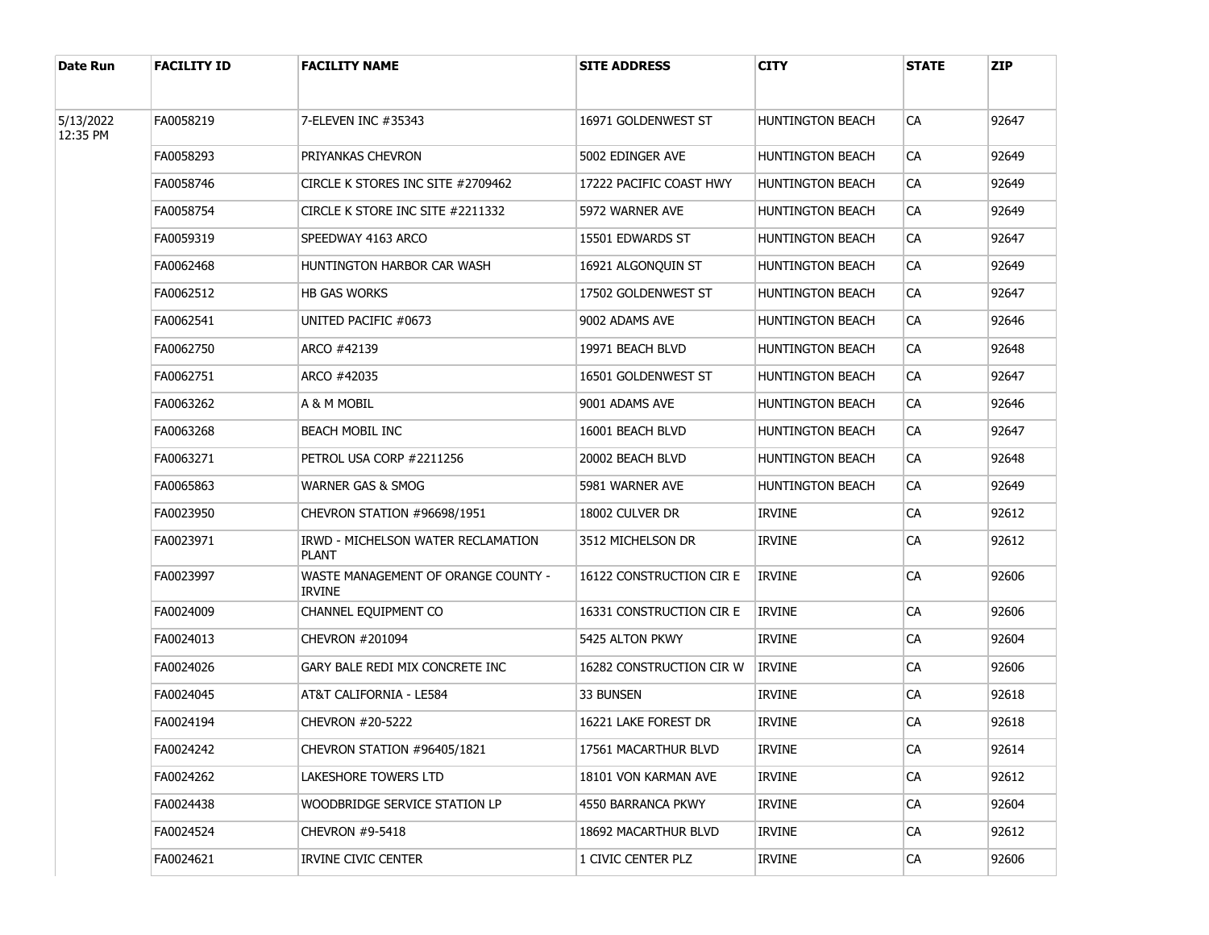| Date Run | FACILITY ID | FACILITY NAME | SITE ADDRESS | CITY | STATE | ZIP |
| --- | --- | --- | --- | --- | --- | --- |
| 5/13/2022 12:35 PM | FA0058219 | 7-ELEVEN INC #35343 | 16971 GOLDENWEST ST | HUNTINGTON BEACH | CA | 92647 |
| | FA0058293 | PRIYANKAS CHEVRON | 5002 EDINGER AVE | HUNTINGTON BEACH | CA | 92649 |
| | FA0058746 | CIRCLE K STORES INC SITE #2709462 | 17222 PACIFIC COAST HWY | HUNTINGTON BEACH | CA | 92649 |
| | FA0058754 | CIRCLE K STORE INC SITE #2211332 | 5972 WARNER AVE | HUNTINGTON BEACH | CA | 92649 |
| | FA0059319 | SPEEDWAY 4163 ARCO | 15501 EDWARDS ST | HUNTINGTON BEACH | CA | 92647 |
| | FA0062468 | HUNTINGTON HARBOR CAR WASH | 16921 ALGONQUIN ST | HUNTINGTON BEACH | CA | 92649 |
| | FA0062512 | HB GAS WORKS | 17502 GOLDENWEST ST | HUNTINGTON BEACH | CA | 92647 |
| | FA0062541 | UNITED PACIFIC #0673 | 9002 ADAMS AVE | HUNTINGTON BEACH | CA | 92646 |
| | FA0062750 | ARCO #42139 | 19971 BEACH BLVD | HUNTINGTON BEACH | CA | 92648 |
| | FA0062751 | ARCO #42035 | 16501 GOLDENWEST ST | HUNTINGTON BEACH | CA | 92647 |
| | FA0063262 | A & M MOBIL | 9001 ADAMS AVE | HUNTINGTON BEACH | CA | 92646 |
| | FA0063268 | BEACH MOBIL INC | 16001 BEACH BLVD | HUNTINGTON BEACH | CA | 92647 |
| | FA0063271 | PETROL USA CORP #2211256 | 20002 BEACH BLVD | HUNTINGTON BEACH | CA | 92648 |
| | FA0065863 | WARNER GAS & SMOG | 5981 WARNER AVE | HUNTINGTON BEACH | CA | 92649 |
| | FA0023950 | CHEVRON STATION #96698/1951 | 18002 CULVER DR | IRVINE | CA | 92612 |
| | FA0023971 | IRWD - MICHELSON WATER RECLAMATION PLANT | 3512 MICHELSON DR | IRVINE | CA | 92612 |
| | FA0023997 | WASTE MANAGEMENT OF ORANGE COUNTY - IRVINE | 16122 CONSTRUCTION CIR E | IRVINE | CA | 92606 |
| | FA0024009 | CHANNEL EQUIPMENT CO | 16331 CONSTRUCTION CIR E | IRVINE | CA | 92606 |
| | FA0024013 | CHEVRON #201094 | 5425 ALTON PKWY | IRVINE | CA | 92604 |
| | FA0024026 | GARY BALE REDI MIX CONCRETE INC | 16282 CONSTRUCTION CIR W | IRVINE | CA | 92606 |
| | FA0024045 | AT&T CALIFORNIA - LE584 | 33 BUNSEN | IRVINE | CA | 92618 |
| | FA0024194 | CHEVRON #20-5222 | 16221 LAKE FOREST DR | IRVINE | CA | 92618 |
| | FA0024242 | CHEVRON STATION #96405/1821 | 17561 MACARTHUR BLVD | IRVINE | CA | 92614 |
| | FA0024262 | LAKESHORE TOWERS LTD | 18101 VON KARMAN AVE | IRVINE | CA | 92612 |
| | FA0024438 | WOODBRIDGE SERVICE STATION LP | 4550 BARRANCA PKWY | IRVINE | CA | 92604 |
| | FA0024524 | CHEVRON #9-5418 | 18692 MACARTHUR BLVD | IRVINE | CA | 92612 |
| | FA0024621 | IRVINE CIVIC CENTER | 1 CIVIC CENTER PLZ | IRVINE | CA | 92606 |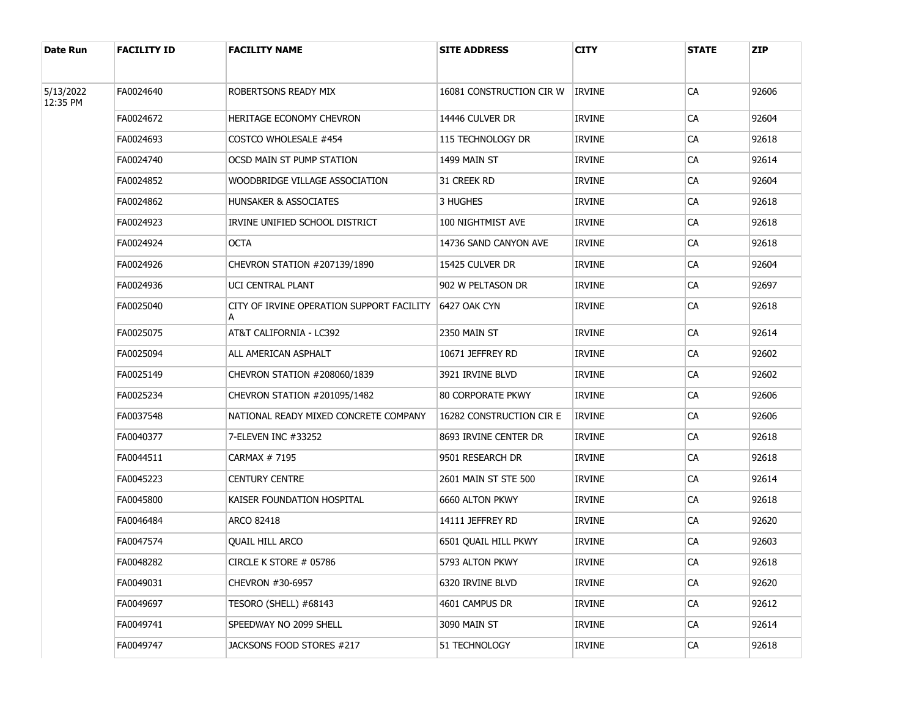| Date Run | FACILITY ID | FACILITY NAME | SITE ADDRESS | CITY | STATE | ZIP |
|---|---|---|---|---|---|---|
| 5/13/2022 12:35 PM | FA0024640 | ROBERTSONS READY MIX | 16081 CONSTRUCTION CIR W | IRVINE | CA | 92606 |
| | FA0024672 | HERITAGE ECONOMY CHEVRON | 14446 CULVER DR | IRVINE | CA | 92604 |
| | FA0024693 | COSTCO WHOLESALE #454 | 115 TECHNOLOGY DR | IRVINE | CA | 92618 |
| | FA0024740 | OCSD MAIN ST PUMP STATION | 1499 MAIN ST | IRVINE | CA | 92614 |
| | FA0024852 | WOODBRIDGE VILLAGE ASSOCIATION | 31 CREEK RD | IRVINE | CA | 92604 |
| | FA0024862 | HUNSAKER & ASSOCIATES | 3 HUGHES | IRVINE | CA | 92618 |
| | FA0024923 | IRVINE UNIFIED SCHOOL DISTRICT | 100 NIGHTMIST AVE | IRVINE | CA | 92618 |
| | FA0024924 | OCTA | 14736 SAND CANYON AVE | IRVINE | CA | 92618 |
| | FA0024926 | CHEVRON STATION #207139/1890 | 15425 CULVER DR | IRVINE | CA | 92604 |
| | FA0024936 | UCI CENTRAL PLANT | 902 W PELTASON DR | IRVINE | CA | 92697 |
| | FA0025040 | CITY OF IRVINE OPERATION SUPPORT FACILITY A | 6427 OAK CYN | IRVINE | CA | 92618 |
| | FA0025075 | AT&T CALIFORNIA - LC392 | 2350 MAIN ST | IRVINE | CA | 92614 |
| | FA0025094 | ALL AMERICAN ASPHALT | 10671 JEFFREY RD | IRVINE | CA | 92602 |
| | FA0025149 | CHEVRON STATION #208060/1839 | 3921 IRVINE BLVD | IRVINE | CA | 92602 |
| | FA0025234 | CHEVRON STATION #201095/1482 | 80 CORPORATE PKWY | IRVINE | CA | 92606 |
| | FA0037548 | NATIONAL READY MIXED CONCRETE COMPANY | 16282 CONSTRUCTION CIR E | IRVINE | CA | 92606 |
| | FA0040377 | 7-ELEVEN INC #33252 | 8693 IRVINE CENTER DR | IRVINE | CA | 92618 |
| | FA0044511 | CARMAX # 7195 | 9501 RESEARCH DR | IRVINE | CA | 92618 |
| | FA0045223 | CENTURY CENTRE | 2601 MAIN ST STE 500 | IRVINE | CA | 92614 |
| | FA0045800 | KAISER FOUNDATION HOSPITAL | 6660 ALTON PKWY | IRVINE | CA | 92618 |
| | FA0046484 | ARCO 82418 | 14111 JEFFREY RD | IRVINE | CA | 92620 |
| | FA0047574 | QUAIL HILL ARCO | 6501 QUAIL HILL PKWY | IRVINE | CA | 92603 |
| | FA0048282 | CIRCLE K STORE # 05786 | 5793 ALTON PKWY | IRVINE | CA | 92618 |
| | FA0049031 | CHEVRON #30-6957 | 6320 IRVINE BLVD | IRVINE | CA | 92620 |
| | FA0049697 | TESORO (SHELL) #68143 | 4601 CAMPUS DR | IRVINE | CA | 92612 |
| | FA0049741 | SPEEDWAY NO 2099 SHELL | 3090 MAIN ST | IRVINE | CA | 92614 |
| | FA0049747 | JACKSONS FOOD STORES #217 | 51 TECHNOLOGY | IRVINE | CA | 92618 |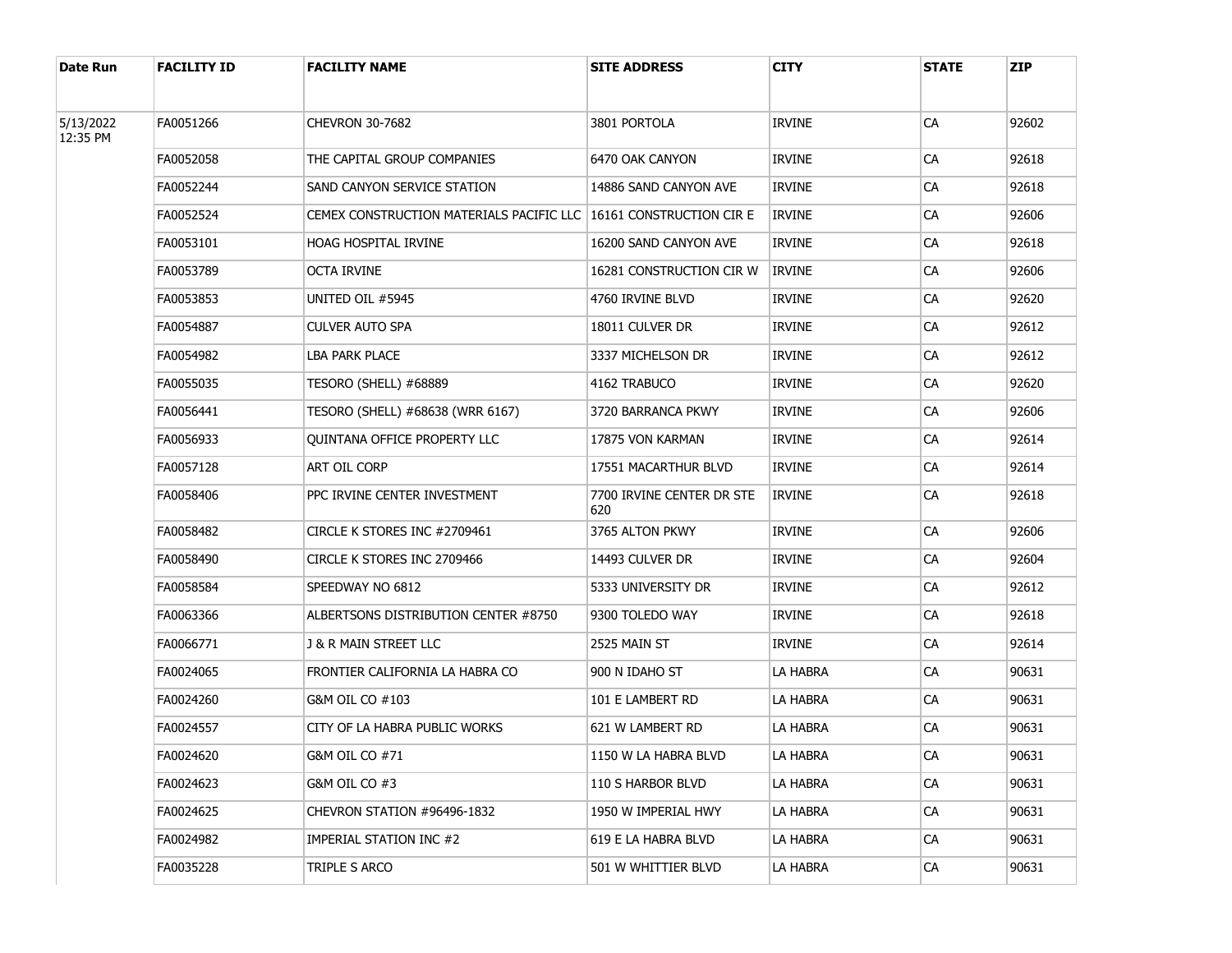| Date Run | FACILITY ID | FACILITY NAME | SITE ADDRESS | CITY | STATE | ZIP |
|---|---|---|---|---|---|---|
| 5/13/2022 12:35 PM | FA0051266 | CHEVRON 30-7682 | 3801 PORTOLA | IRVINE | CA | 92602 |
| | FA0052058 | THE CAPITAL GROUP COMPANIES | 6470 OAK CANYON | IRVINE | CA | 92618 |
| | FA0052244 | SAND CANYON SERVICE STATION | 14886 SAND CANYON AVE | IRVINE | CA | 92618 |
| | FA0052524 | CEMEX CONSTRUCTION MATERIALS PACIFIC LLC | 16161 CONSTRUCTION CIR E | IRVINE | CA | 92606 |
| | FA0053101 | HOAG HOSPITAL IRVINE | 16200 SAND CANYON AVE | IRVINE | CA | 92618 |
| | FA0053789 | OCTA IRVINE | 16281 CONSTRUCTION CIR W | IRVINE | CA | 92606 |
| | FA0053853 | UNITED OIL #5945 | 4760 IRVINE BLVD | IRVINE | CA | 92620 |
| | FA0054887 | CULVER AUTO SPA | 18011 CULVER DR | IRVINE | CA | 92612 |
| | FA0054982 | LBA PARK PLACE | 3337 MICHELSON DR | IRVINE | CA | 92612 |
| | FA0055035 | TESORO (SHELL) #68889 | 4162 TRABUCO | IRVINE | CA | 92620 |
| | FA0056441 | TESORO (SHELL) #68638 (WRR 6167) | 3720 BARRANCA PKWY | IRVINE | CA | 92606 |
| | FA0056933 | QUINTANA OFFICE PROPERTY LLC | 17875 VON KARMAN | IRVINE | CA | 92614 |
| | FA0057128 | ART OIL CORP | 17551 MACARTHUR BLVD | IRVINE | CA | 92614 |
| | FA0058406 | PPC IRVINE CENTER INVESTMENT | 7700 IRVINE CENTER DR STE 620 | IRVINE | CA | 92618 |
| | FA0058482 | CIRCLE K STORES INC #2709461 | 3765 ALTON PKWY | IRVINE | CA | 92606 |
| | FA0058490 | CIRCLE K STORES INC 2709466 | 14493 CULVER DR | IRVINE | CA | 92604 |
| | FA0058584 | SPEEDWAY NO 6812 | 5333 UNIVERSITY DR | IRVINE | CA | 92612 |
| | FA0063366 | ALBERTSONS DISTRIBUTION CENTER #8750 | 9300 TOLEDO WAY | IRVINE | CA | 92618 |
| | FA0066771 | J & R MAIN STREET LLC | 2525 MAIN ST | IRVINE | CA | 92614 |
| | FA0024065 | FRONTIER CALIFORNIA LA HABRA CO | 900 N IDAHO ST | LA HABRA | CA | 90631 |
| | FA0024260 | G&M OIL CO #103 | 101 E LAMBERT RD | LA HABRA | CA | 90631 |
| | FA0024557 | CITY OF LA HABRA PUBLIC WORKS | 621 W LAMBERT RD | LA HABRA | CA | 90631 |
| | FA0024620 | G&M OIL CO #71 | 1150 W LA HABRA BLVD | LA HABRA | CA | 90631 |
| | FA0024623 | G&M OIL CO #3 | 110 S HARBOR BLVD | LA HABRA | CA | 90631 |
| | FA0024625 | CHEVRON STATION #96496-1832 | 1950 W IMPERIAL HWY | LA HABRA | CA | 90631 |
| | FA0024982 | IMPERIAL STATION INC #2 | 619 E LA HABRA BLVD | LA HABRA | CA | 90631 |
| | FA0035228 | TRIPLE S ARCO | 501 W WHITTIER BLVD | LA HABRA | CA | 90631 |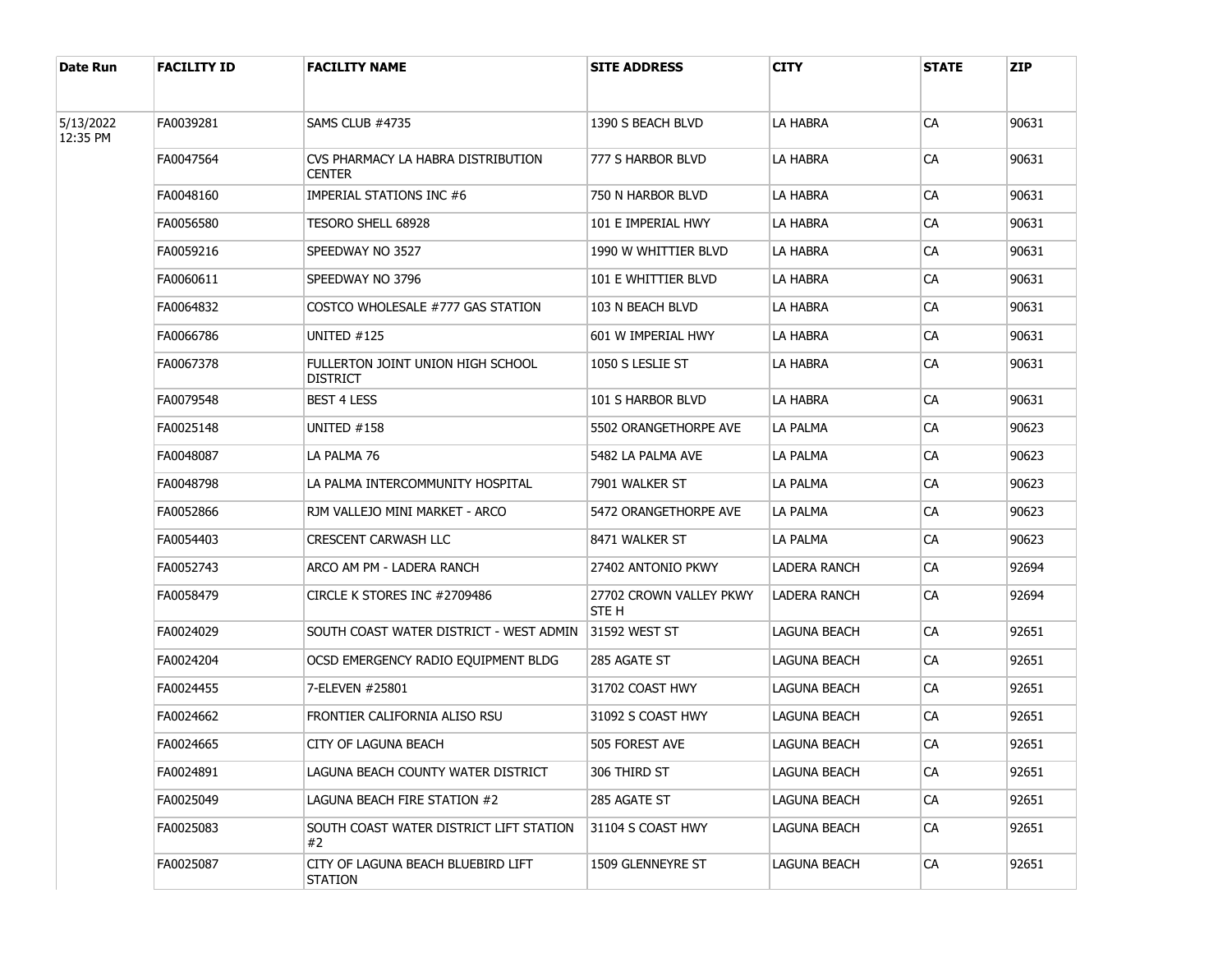| Date Run | FACILITY ID | FACILITY NAME | SITE ADDRESS | CITY | STATE | ZIP |
|---|---|---|---|---|---|---|
| 5/13/2022 12:35 PM | FA0039281 | SAMS CLUB #4735 | 1390 S BEACH BLVD | LA HABRA | CA | 90631 |
| | FA0047564 | CVS PHARMACY LA HABRA DISTRIBUTION CENTER | 777 S HARBOR BLVD | LA HABRA | CA | 90631 |
| | FA0048160 | IMPERIAL STATIONS INC #6 | 750 N HARBOR BLVD | LA HABRA | CA | 90631 |
| | FA0056580 | TESORO SHELL 68928 | 101 E IMPERIAL HWY | LA HABRA | CA | 90631 |
| | FA0059216 | SPEEDWAY NO 3527 | 1990 W WHITTIER BLVD | LA HABRA | CA | 90631 |
| | FA0060611 | SPEEDWAY NO 3796 | 101 E WHITTIER BLVD | LA HABRA | CA | 90631 |
| | FA0064832 | COSTCO WHOLESALE #777 GAS STATION | 103 N BEACH BLVD | LA HABRA | CA | 90631 |
| | FA0066786 | UNITED #125 | 601 W IMPERIAL HWY | LA HABRA | CA | 90631 |
| | FA0067378 | FULLERTON JOINT UNION HIGH SCHOOL DISTRICT | 1050 S LESLIE ST | LA HABRA | CA | 90631 |
| | FA0079548 | BEST 4 LESS | 101 S HARBOR BLVD | LA HABRA | CA | 90631 |
| | FA0025148 | UNITED #158 | 5502 ORANGETHORPE AVE | LA PALMA | CA | 90623 |
| | FA0048087 | LA PALMA 76 | 5482 LA PALMA AVE | LA PALMA | CA | 90623 |
| | FA0048798 | LA PALMA INTERCOMMUNITY HOSPITAL | 7901 WALKER ST | LA PALMA | CA | 90623 |
| | FA0052866 | RJM VALLEJO MINI MARKET - ARCO | 5472 ORANGETHORPE AVE | LA PALMA | CA | 90623 |
| | FA0054403 | CRESCENT CARWASH LLC | 8471 WALKER ST | LA PALMA | CA | 90623 |
| | FA0052743 | ARCO AM PM - LADERA RANCH | 27402 ANTONIO PKWY | LADERA RANCH | CA | 92694 |
| | FA0058479 | CIRCLE K STORES INC #2709486 | 27702 CROWN VALLEY PKWY STE H | LADERA RANCH | CA | 92694 |
| | FA0024029 | SOUTH COAST WATER DISTRICT - WEST ADMIN | 31592 WEST ST | LAGUNA BEACH | CA | 92651 |
| | FA0024204 | OCSD EMERGENCY RADIO EQUIPMENT BLDG | 285 AGATE ST | LAGUNA BEACH | CA | 92651 |
| | FA0024455 | 7-ELEVEN #25801 | 31702 COAST HWY | LAGUNA BEACH | CA | 92651 |
| | FA0024662 | FRONTIER CALIFORNIA ALISO RSU | 31092 S COAST HWY | LAGUNA BEACH | CA | 92651 |
| | FA0024665 | CITY OF LAGUNA BEACH | 505 FOREST AVE | LAGUNA BEACH | CA | 92651 |
| | FA0024891 | LAGUNA BEACH COUNTY WATER DISTRICT | 306 THIRD ST | LAGUNA BEACH | CA | 92651 |
| | FA0025049 | LAGUNA BEACH FIRE STATION #2 | 285 AGATE ST | LAGUNA BEACH | CA | 92651 |
| | FA0025083 | SOUTH COAST WATER DISTRICT LIFT STATION #2 | 31104 S COAST HWY | LAGUNA BEACH | CA | 92651 |
| | FA0025087 | CITY OF LAGUNA BEACH BLUEBIRD LIFT STATION | 1509 GLENNEYRE ST | LAGUNA BEACH | CA | 92651 |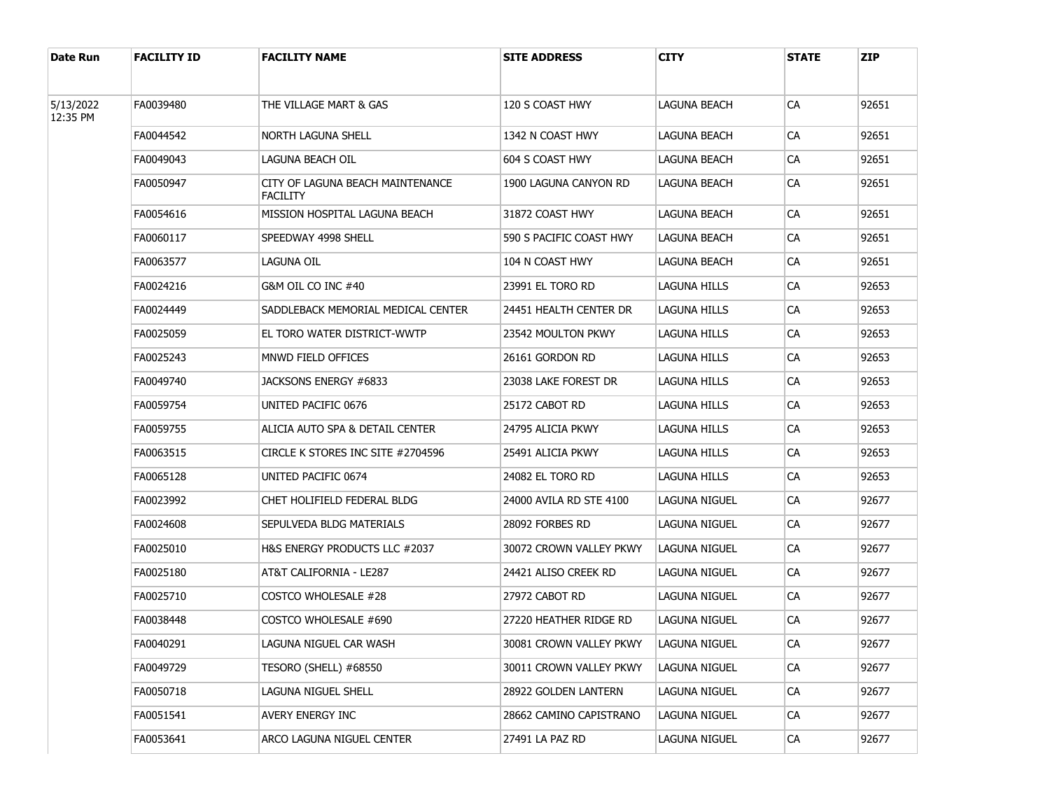| Date Run | FACILITY ID | FACILITY NAME | SITE ADDRESS | CITY | STATE | ZIP |
|---|---|---|---|---|---|---|
| 5/13/2022 12:35 PM | FA0039480 | THE VILLAGE MART & GAS | 120 S COAST HWY | LAGUNA BEACH | CA | 92651 |
| | FA0044542 | NORTH LAGUNA SHELL | 1342 N COAST HWY | LAGUNA BEACH | CA | 92651 |
| | FA0049043 | LAGUNA BEACH OIL | 604 S COAST HWY | LAGUNA BEACH | CA | 92651 |
| | FA0050947 | CITY OF LAGUNA BEACH MAINTENANCE FACILITY | 1900 LAGUNA CANYON RD | LAGUNA BEACH | CA | 92651 |
| | FA0054616 | MISSION HOSPITAL LAGUNA BEACH | 31872 COAST HWY | LAGUNA BEACH | CA | 92651 |
| | FA0060117 | SPEEDWAY 4998 SHELL | 590 S PACIFIC COAST HWY | LAGUNA BEACH | CA | 92651 |
| | FA0063577 | LAGUNA OIL | 104 N COAST HWY | LAGUNA BEACH | CA | 92651 |
| | FA0024216 | G&M OIL CO INC #40 | 23991 EL TORO RD | LAGUNA HILLS | CA | 92653 |
| | FA0024449 | SADDLEBACK MEMORIAL MEDICAL CENTER | 24451 HEALTH CENTER DR | LAGUNA HILLS | CA | 92653 |
| | FA0025059 | EL TORO WATER DISTRICT-WWTP | 23542 MOULTON PKWY | LAGUNA HILLS | CA | 92653 |
| | FA0025243 | MNWD FIELD OFFICES | 26161 GORDON RD | LAGUNA HILLS | CA | 92653 |
| | FA0049740 | JACKSONS ENERGY #6833 | 23038 LAKE FOREST DR | LAGUNA HILLS | CA | 92653 |
| | FA0059754 | UNITED PACIFIC 0676 | 25172 CABOT RD | LAGUNA HILLS | CA | 92653 |
| | FA0059755 | ALICIA AUTO SPA & DETAIL CENTER | 24795 ALICIA PKWY | LAGUNA HILLS | CA | 92653 |
| | FA0063515 | CIRCLE K STORES INC SITE #2704596 | 25491 ALICIA PKWY | LAGUNA HILLS | CA | 92653 |
| | FA0065128 | UNITED PACIFIC 0674 | 24082 EL TORO RD | LAGUNA HILLS | CA | 92653 |
| | FA0023992 | CHET HOLIFIELD FEDERAL BLDG | 24000 AVILA RD STE 4100 | LAGUNA NIGUEL | CA | 92677 |
| | FA0024608 | SEPULVEDA BLDG MATERIALS | 28092 FORBES RD | LAGUNA NIGUEL | CA | 92677 |
| | FA0025010 | H&S ENERGY PRODUCTS LLC #2037 | 30072 CROWN VALLEY PKWY | LAGUNA NIGUEL | CA | 92677 |
| | FA0025180 | AT&T CALIFORNIA - LE287 | 24421 ALISO CREEK RD | LAGUNA NIGUEL | CA | 92677 |
| | FA0025710 | COSTCO WHOLESALE #28 | 27972 CABOT RD | LAGUNA NIGUEL | CA | 92677 |
| | FA0038448 | COSTCO WHOLESALE #690 | 27220 HEATHER RIDGE RD | LAGUNA NIGUEL | CA | 92677 |
| | FA0040291 | LAGUNA NIGUEL CAR WASH | 30081 CROWN VALLEY PKWY | LAGUNA NIGUEL | CA | 92677 |
| | FA0049729 | TESORO (SHELL) #68550 | 30011 CROWN VALLEY PKWY | LAGUNA NIGUEL | CA | 92677 |
| | FA0050718 | LAGUNA NIGUEL SHELL | 28922 GOLDEN LANTERN | LAGUNA NIGUEL | CA | 92677 |
| | FA0051541 | AVERY ENERGY INC | 28662 CAMINO CAPISTRANO | LAGUNA NIGUEL | CA | 92677 |
| | FA0053641 | ARCO LAGUNA NIGUEL CENTER | 27491 LA PAZ RD | LAGUNA NIGUEL | CA | 92677 |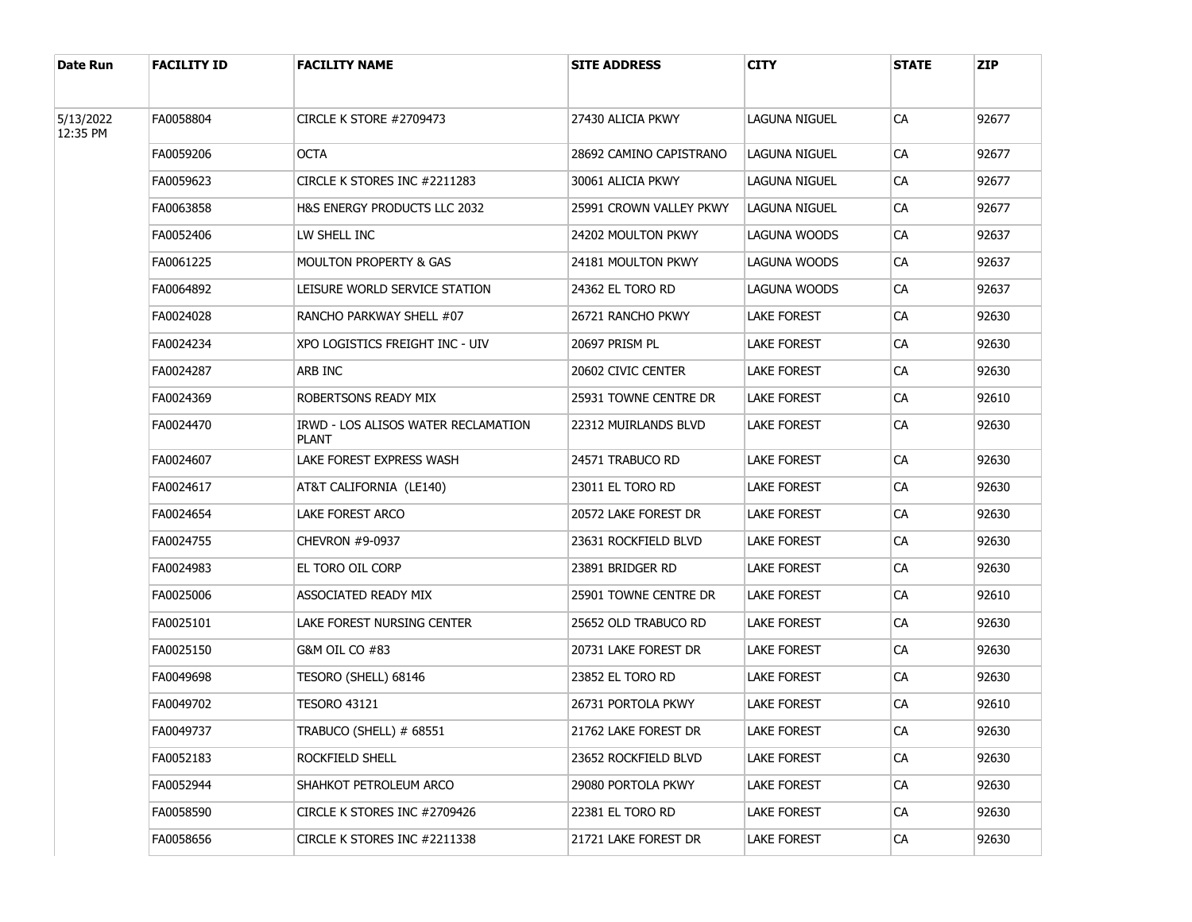| Date Run | FACILITY ID | FACILITY NAME | SITE ADDRESS | CITY | STATE | ZIP |
|---|---|---|---|---|---|---|
| 5/13/2022 12:35 PM | FA0058804 | CIRCLE K STORE #2709473 | 27430 ALICIA PKWY | LAGUNA NIGUEL | CA | 92677 |
| | FA0059206 | OCTA | 28692 CAMINO CAPISTRANO | LAGUNA NIGUEL | CA | 92677 |
| | FA0059623 | CIRCLE K STORES INC #2211283 | 30061 ALICIA PKWY | LAGUNA NIGUEL | CA | 92677 |
| | FA0063858 | H&S ENERGY PRODUCTS LLC 2032 | 25991 CROWN VALLEY PKWY | LAGUNA NIGUEL | CA | 92677 |
| | FA0052406 | LW SHELL INC | 24202 MOULTON PKWY | LAGUNA WOODS | CA | 92637 |
| | FA0061225 | MOULTON PROPERTY & GAS | 24181 MOULTON PKWY | LAGUNA WOODS | CA | 92637 |
| | FA0064892 | LEISURE WORLD SERVICE STATION | 24362 EL TORO RD | LAGUNA WOODS | CA | 92637 |
| | FA0024028 | RANCHO PARKWAY SHELL #07 | 26721 RANCHO PKWY | LAKE FOREST | CA | 92630 |
| | FA0024234 | XPO LOGISTICS FREIGHT INC - UIV | 20697 PRISM PL | LAKE FOREST | CA | 92630 |
| | FA0024287 | ARB INC | 20602 CIVIC CENTER | LAKE FOREST | CA | 92630 |
| | FA0024369 | ROBERTSONS READY MIX | 25931 TOWNE CENTRE DR | LAKE FOREST | CA | 92610 |
| | FA0024470 | IRWD - LOS ALISOS WATER RECLAMATION PLANT | 22312 MUIRLANDS BLVD | LAKE FOREST | CA | 92630 |
| | FA0024607 | LAKE FOREST EXPRESS WASH | 24571 TRABUCO RD | LAKE FOREST | CA | 92630 |
| | FA0024617 | AT&T CALIFORNIA (LE140) | 23011 EL TORO RD | LAKE FOREST | CA | 92630 |
| | FA0024654 | LAKE FOREST ARCO | 20572 LAKE FOREST DR | LAKE FOREST | CA | 92630 |
| | FA0024755 | CHEVRON #9-0937 | 23631 ROCKFIELD BLVD | LAKE FOREST | CA | 92630 |
| | FA0024983 | EL TORO OIL CORP | 23891 BRIDGER RD | LAKE FOREST | CA | 92630 |
| | FA0025006 | ASSOCIATED READY MIX | 25901 TOWNE CENTRE DR | LAKE FOREST | CA | 92610 |
| | FA0025101 | LAKE FOREST NURSING CENTER | 25652 OLD TRABUCO RD | LAKE FOREST | CA | 92630 |
| | FA0025150 | G&M OIL CO #83 | 20731 LAKE FOREST DR | LAKE FOREST | CA | 92630 |
| | FA0049698 | TESORO (SHELL) 68146 | 23852 EL TORO RD | LAKE FOREST | CA | 92630 |
| | FA0049702 | TESORO 43121 | 26731 PORTOLA PKWY | LAKE FOREST | CA | 92610 |
| | FA0049737 | TRABUCO (SHELL) # 68551 | 21762 LAKE FOREST DR | LAKE FOREST | CA | 92630 |
| | FA0052183 | ROCKFIELD SHELL | 23652 ROCKFIELD BLVD | LAKE FOREST | CA | 92630 |
| | FA0052944 | SHAHKOT PETROLEUM ARCO | 29080 PORTOLA PKWY | LAKE FOREST | CA | 92630 |
| | FA0058590 | CIRCLE K STORES INC #2709426 | 22381 EL TORO RD | LAKE FOREST | CA | 92630 |
| | FA0058656 | CIRCLE K STORES INC #2211338 | 21721 LAKE FOREST DR | LAKE FOREST | CA | 92630 |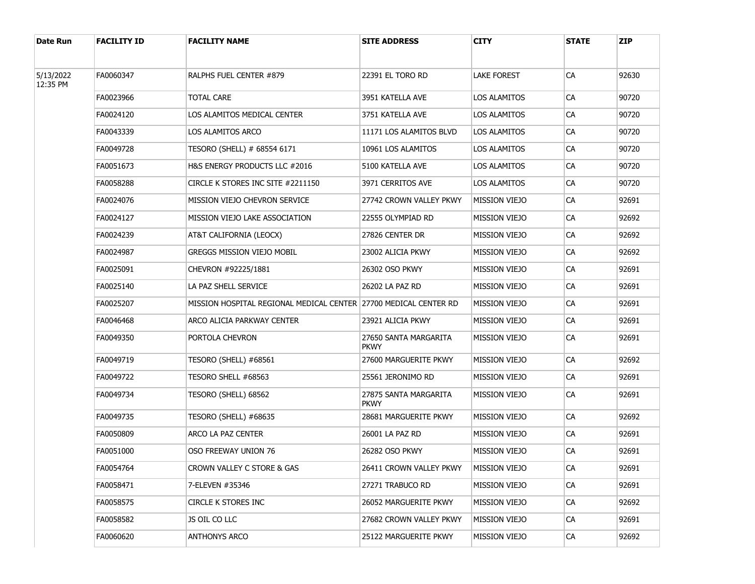| Date Run | FACILITY ID | FACILITY NAME | SITE ADDRESS | CITY | STATE | ZIP |
|---|---|---|---|---|---|---|
| 5/13/2022 12:35 PM | FA0060347 | RALPHS FUEL CENTER #879 | 22391 EL TORO RD | LAKE FOREST | CA | 92630 |
| | FA0023966 | TOTAL CARE | 3951 KATELLA AVE | LOS ALAMITOS | CA | 90720 |
| | FA0024120 | LOS ALAMITOS MEDICAL CENTER | 3751 KATELLA AVE | LOS ALAMITOS | CA | 90720 |
| | FA0043339 | LOS ALAMITOS ARCO | 11171 LOS ALAMITOS BLVD | LOS ALAMITOS | CA | 90720 |
| | FA0049728 | TESORO (SHELL) # 68554 6171 | 10961 LOS ALAMITOS | LOS ALAMITOS | CA | 90720 |
| | FA0051673 | H&S ENERGY PRODUCTS LLC #2016 | 5100 KATELLA AVE | LOS ALAMITOS | CA | 90720 |
| | FA0058288 | CIRCLE K STORES INC SITE #2211150 | 3971 CERRITOS AVE | LOS ALAMITOS | CA | 90720 |
| | FA0024076 | MISSION VIEJO CHEVRON SERVICE | 27742 CROWN VALLEY PKWY | MISSION VIEJO | CA | 92691 |
| | FA0024127 | MISSION VIEJO LAKE ASSOCIATION | 22555 OLYMPIAD RD | MISSION VIEJO | CA | 92692 |
| | FA0024239 | AT&T CALIFORNIA (LEOCX) | 27826 CENTER DR | MISSION VIEJO | CA | 92692 |
| | FA0024987 | GREGGS MISSION VIEJO MOBIL | 23002 ALICIA PKWY | MISSION VIEJO | CA | 92692 |
| | FA0025091 | CHEVRON #92225/1881 | 26302 OSO PKWY | MISSION VIEJO | CA | 92691 |
| | FA0025140 | LA PAZ SHELL SERVICE | 26202 LA PAZ RD | MISSION VIEJO | CA | 92691 |
| | FA0025207 | MISSION HOSPITAL REGIONAL MEDICAL CENTER | 27700 MEDICAL CENTER RD | MISSION VIEJO | CA | 92691 |
| | FA0046468 | ARCO ALICIA PARKWAY CENTER | 23921 ALICIA PKWY | MISSION VIEJO | CA | 92691 |
| | FA0049350 | PORTOLA CHEVRON | 27650 SANTA MARGARITA PKWY | MISSION VIEJO | CA | 92691 |
| | FA0049719 | TESORO (SHELL) #68561 | 27600 MARGUERITE PKWY | MISSION VIEJO | CA | 92692 |
| | FA0049722 | TESORO SHELL #68563 | 25561 JERONIMO RD | MISSION VIEJO | CA | 92691 |
| | FA0049734 | TESORO (SHELL) 68562 | 27875 SANTA MARGARITA PKWY | MISSION VIEJO | CA | 92691 |
| | FA0049735 | TESORO (SHELL) #68635 | 28681 MARGUERITE PKWY | MISSION VIEJO | CA | 92692 |
| | FA0050809 | ARCO LA PAZ CENTER | 26001 LA PAZ RD | MISSION VIEJO | CA | 92691 |
| | FA0051000 | OSO FREEWAY UNION 76 | 26282 OSO PKWY | MISSION VIEJO | CA | 92691 |
| | FA0054764 | CROWN VALLEY C STORE & GAS | 26411 CROWN VALLEY PKWY | MISSION VIEJO | CA | 92691 |
| | FA0058471 | 7-ELEVEN #35346 | 27271 TRABUCO RD | MISSION VIEJO | CA | 92691 |
| | FA0058575 | CIRCLE K STORES INC | 26052 MARGUERITE PKWY | MISSION VIEJO | CA | 92692 |
| | FA0058582 | JS OIL CO LLC | 27682 CROWN VALLEY PKWY | MISSION VIEJO | CA | 92691 |
| | FA0060620 | ANTHONYS ARCO | 25122 MARGUERITE PKWY | MISSION VIEJO | CA | 92692 |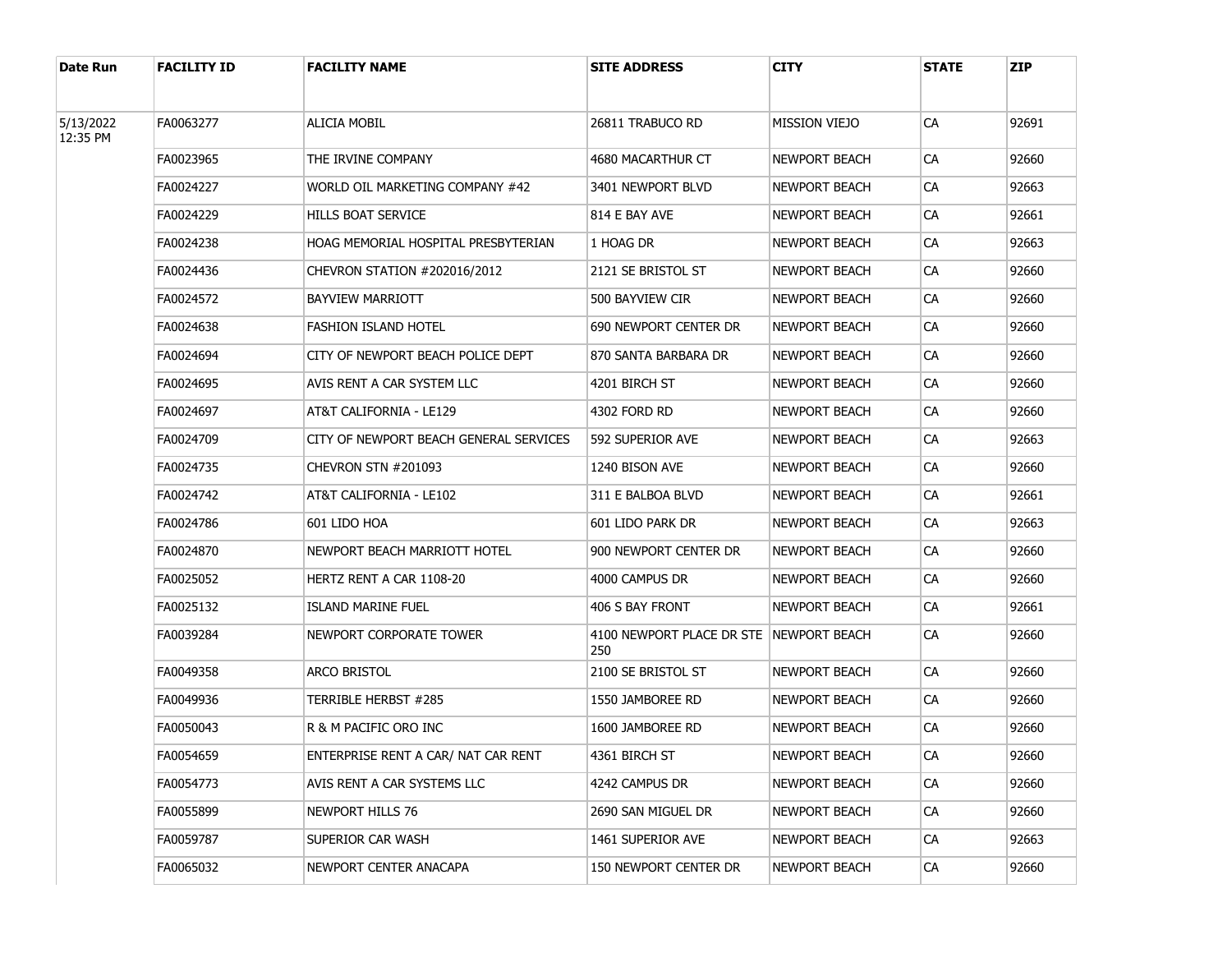| Date Run | FACILITY ID | FACILITY NAME | SITE ADDRESS | CITY | STATE | ZIP |
|---|---|---|---|---|---|---|
| 5/13/2022 12:35 PM | FA0063277 | ALICIA MOBIL | 26811 TRABUCO RD | MISSION VIEJO | CA | 92691 |
| | FA0023965 | THE IRVINE COMPANY | 4680 MACARTHUR CT | NEWPORT BEACH | CA | 92660 |
| | FA0024227 | WORLD OIL MARKETING COMPANY #42 | 3401 NEWPORT BLVD | NEWPORT BEACH | CA | 92663 |
| | FA0024229 | HILLS BOAT SERVICE | 814 E BAY AVE | NEWPORT BEACH | CA | 92661 |
| | FA0024238 | HOAG MEMORIAL HOSPITAL PRESBYTERIAN | 1 HOAG DR | NEWPORT BEACH | CA | 92663 |
| | FA0024436 | CHEVRON STATION #202016/2012 | 2121 SE BRISTOL ST | NEWPORT BEACH | CA | 92660 |
| | FA0024572 | BAYVIEW MARRIOTT | 500 BAYVIEW CIR | NEWPORT BEACH | CA | 92660 |
| | FA0024638 | FASHION ISLAND HOTEL | 690 NEWPORT CENTER DR | NEWPORT BEACH | CA | 92660 |
| | FA0024694 | CITY OF NEWPORT BEACH POLICE DEPT | 870 SANTA BARBARA DR | NEWPORT BEACH | CA | 92660 |
| | FA0024695 | AVIS RENT A CAR SYSTEM LLC | 4201 BIRCH ST | NEWPORT BEACH | CA | 92660 |
| | FA0024697 | AT&T CALIFORNIA - LE129 | 4302 FORD RD | NEWPORT BEACH | CA | 92660 |
| | FA0024709 | CITY OF NEWPORT BEACH GENERAL SERVICES | 592 SUPERIOR AVE | NEWPORT BEACH | CA | 92663 |
| | FA0024735 | CHEVRON STN #201093 | 1240 BISON AVE | NEWPORT BEACH | CA | 92660 |
| | FA0024742 | AT&T CALIFORNIA - LE102 | 311 E BALBOA BLVD | NEWPORT BEACH | CA | 92661 |
| | FA0024786 | 601 LIDO HOA | 601 LIDO PARK DR | NEWPORT BEACH | CA | 92663 |
| | FA0024870 | NEWPORT BEACH MARRIOTT HOTEL | 900 NEWPORT CENTER DR | NEWPORT BEACH | CA | 92660 |
| | FA0025052 | HERTZ RENT A CAR 1108-20 | 4000 CAMPUS DR | NEWPORT BEACH | CA | 92660 |
| | FA0025132 | ISLAND MARINE FUEL | 406 S BAY FRONT | NEWPORT BEACH | CA | 92661 |
| | FA0039284 | NEWPORT CORPORATE TOWER | 4100 NEWPORT PLACE DR STE 250 | NEWPORT BEACH | CA | 92660 |
| | FA0049358 | ARCO BRISTOL | 2100 SE BRISTOL ST | NEWPORT BEACH | CA | 92660 |
| | FA0049936 | TERRIBLE HERBST #285 | 1550 JAMBOREE RD | NEWPORT BEACH | CA | 92660 |
| | FA0050043 | R & M PACIFIC ORO INC | 1600 JAMBOREE RD | NEWPORT BEACH | CA | 92660 |
| | FA0054659 | ENTERPRISE RENT A CAR/ NAT CAR RENT | 4361 BIRCH ST | NEWPORT BEACH | CA | 92660 |
| | FA0054773 | AVIS RENT A CAR SYSTEMS LLC | 4242 CAMPUS DR | NEWPORT BEACH | CA | 92660 |
| | FA0055899 | NEWPORT HILLS 76 | 2690 SAN MIGUEL DR | NEWPORT BEACH | CA | 92660 |
| | FA0059787 | SUPERIOR CAR WASH | 1461 SUPERIOR AVE | NEWPORT BEACH | CA | 92663 |
| | FA0065032 | NEWPORT CENTER ANACAPA | 150 NEWPORT CENTER DR | NEWPORT BEACH | CA | 92660 |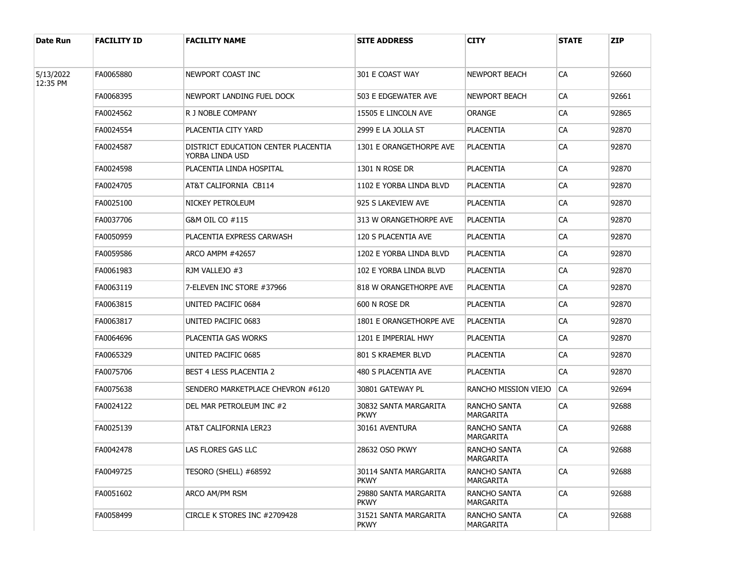| Date Run | FACILITY ID | FACILITY NAME | SITE ADDRESS | CITY | STATE | ZIP |
|---|---|---|---|---|---|---|
| 5/13/2022 12:35 PM | FA0065880 | NEWPORT COAST INC | 301 E COAST WAY | NEWPORT BEACH | CA | 92660 |
| | FA0068395 | NEWPORT LANDING FUEL DOCK | 503 E EDGEWATER AVE | NEWPORT BEACH | CA | 92661 |
| | FA0024562 | R J NOBLE COMPANY | 15505 E LINCOLN AVE | ORANGE | CA | 92865 |
| | FA0024554 | PLACENTIA CITY YARD | 2999 E LA JOLLA ST | PLACENTIA | CA | 92870 |
| | FA0024587 | DISTRICT EDUCATION CENTER PLACENTIA YORBA LINDA USD | 1301 E ORANGETHORPE AVE | PLACENTIA | CA | 92870 |
| | FA0024598 | PLACENTIA LINDA HOSPITAL | 1301 N ROSE DR | PLACENTIA | CA | 92870 |
| | FA0024705 | AT&T CALIFORNIA CB114 | 1102 E YORBA LINDA BLVD | PLACENTIA | CA | 92870 |
| | FA0025100 | NICKEY PETROLEUM | 925 S LAKEVIEW AVE | PLACENTIA | CA | 92870 |
| | FA0037706 | G&M OIL CO #115 | 313 W ORANGETHORPE AVE | PLACENTIA | CA | 92870 |
| | FA0050959 | PLACENTIA EXPRESS CARWASH | 120 S PLACENTIA AVE | PLACENTIA | CA | 92870 |
| | FA0059586 | ARCO AMPM #42657 | 1202 E YORBA LINDA BLVD | PLACENTIA | CA | 92870 |
| | FA0061983 | RJM VALLEJO #3 | 102 E YORBA LINDA BLVD | PLACENTIA | CA | 92870 |
| | FA0063119 | 7-ELEVEN INC STORE #37966 | 818 W ORANGETHORPE AVE | PLACENTIA | CA | 92870 |
| | FA0063815 | UNITED PACIFIC 0684 | 600 N ROSE DR | PLACENTIA | CA | 92870 |
| | FA0063817 | UNITED PACIFIC 0683 | 1801 E ORANGETHORPE AVE | PLACENTIA | CA | 92870 |
| | FA0064696 | PLACENTIA GAS WORKS | 1201 E IMPERIAL HWY | PLACENTIA | CA | 92870 |
| | FA0065329 | UNITED PACIFIC 0685 | 801 S KRAEMER BLVD | PLACENTIA | CA | 92870 |
| | FA0075706 | BEST 4 LESS PLACENTIA 2 | 480 S PLACENTIA AVE | PLACENTIA | CA | 92870 |
| | FA0075638 | SENDERO MARKETPLACE CHEVRON #6120 | 30801 GATEWAY PL | RANCHO MISSION VIEJO | CA | 92694 |
| | FA0024122 | DEL MAR PETROLEUM INC #2 | 30832 SANTA MARGARITA PKWY | RANCHO SANTA MARGARITA | CA | 92688 |
| | FA0025139 | AT&T CALIFORNIA LER23 | 30161 AVENTURA | RANCHO SANTA MARGARITA | CA | 92688 |
| | FA0042478 | LAS FLORES GAS LLC | 28632 OSO PKWY | RANCHO SANTA MARGARITA | CA | 92688 |
| | FA0049725 | TESORO (SHELL) #68592 | 30114 SANTA MARGARITA PKWY | RANCHO SANTA MARGARITA | CA | 92688 |
| | FA0051602 | ARCO AM/PM RSM | 29880 SANTA MARGARITA PKWY | RANCHO SANTA MARGARITA | CA | 92688 |
| | FA0058499 | CIRCLE K STORES INC #2709428 | 31521 SANTA MARGARITA PKWY | RANCHO SANTA MARGARITA | CA | 92688 |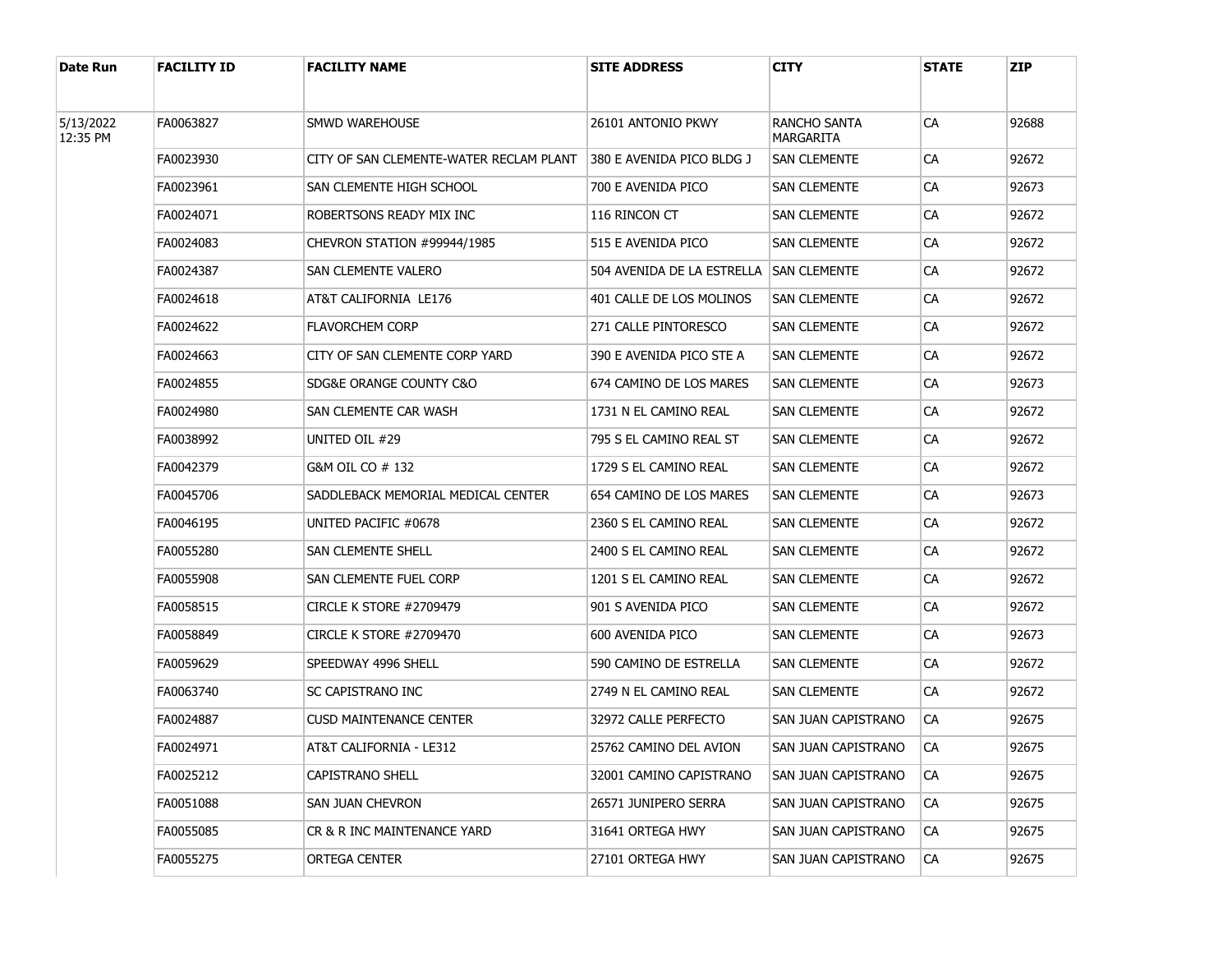| Date Run | FACILITY ID | FACILITY NAME | SITE ADDRESS | CITY | STATE | ZIP |
|---|---|---|---|---|---|---|
| 5/13/2022 12:35 PM | FA0063827 | SMWD WAREHOUSE | 26101 ANTONIO PKWY | RANCHO SANTA MARGARITA | CA | 92688 |
| | FA0023930 | CITY OF SAN CLEMENTE-WATER RECLAM PLANT | 380 E AVENIDA PICO BLDG J | SAN CLEMENTE | CA | 92672 |
| | FA0023961 | SAN CLEMENTE HIGH SCHOOL | 700 E AVENIDA PICO | SAN CLEMENTE | CA | 92673 |
| | FA0024071 | ROBERTSONS READY MIX INC | 116 RINCON CT | SAN CLEMENTE | CA | 92672 |
| | FA0024083 | CHEVRON STATION #99944/1985 | 515 E AVENIDA PICO | SAN CLEMENTE | CA | 92672 |
| | FA0024387 | SAN CLEMENTE VALERO | 504 AVENIDA DE LA ESTRELLA | SAN CLEMENTE | CA | 92672 |
| | FA0024618 | AT&T CALIFORNIA LE176 | 401 CALLE DE LOS MOLINOS | SAN CLEMENTE | CA | 92672 |
| | FA0024622 | FLAVORCHEM CORP | 271 CALLE PINTORESCO | SAN CLEMENTE | CA | 92672 |
| | FA0024663 | CITY OF SAN CLEMENTE CORP YARD | 390 E AVENIDA PICO STE A | SAN CLEMENTE | CA | 92672 |
| | FA0024855 | SDG&E ORANGE COUNTY C&O | 674 CAMINO DE LOS MARES | SAN CLEMENTE | CA | 92673 |
| | FA0024980 | SAN CLEMENTE CAR WASH | 1731 N EL CAMINO REAL | SAN CLEMENTE | CA | 92672 |
| | FA0038992 | UNITED OIL #29 | 795 S EL CAMINO REAL ST | SAN CLEMENTE | CA | 92672 |
| | FA0042379 | G&M OIL CO # 132 | 1729 S EL CAMINO REAL | SAN CLEMENTE | CA | 92672 |
| | FA0045706 | SADDLEBACK MEMORIAL MEDICAL CENTER | 654 CAMINO DE LOS MARES | SAN CLEMENTE | CA | 92673 |
| | FA0046195 | UNITED PACIFIC #0678 | 2360 S EL CAMINO REAL | SAN CLEMENTE | CA | 92672 |
| | FA0055280 | SAN CLEMENTE SHELL | 2400 S EL CAMINO REAL | SAN CLEMENTE | CA | 92672 |
| | FA0055908 | SAN CLEMENTE FUEL CORP | 1201 S EL CAMINO REAL | SAN CLEMENTE | CA | 92672 |
| | FA0058515 | CIRCLE K STORE #2709479 | 901 S AVENIDA PICO | SAN CLEMENTE | CA | 92672 |
| | FA0058849 | CIRCLE K STORE #2709470 | 600 AVENIDA PICO | SAN CLEMENTE | CA | 92673 |
| | FA0059629 | SPEEDWAY 4996 SHELL | 590 CAMINO DE ESTRELLA | SAN CLEMENTE | CA | 92672 |
| | FA0063740 | SC CAPISTRANO INC | 2749 N EL CAMINO REAL | SAN CLEMENTE | CA | 92672 |
| | FA0024887 | CUSD MAINTENANCE CENTER | 32972 CALLE PERFECTO | SAN JUAN CAPISTRANO | CA | 92675 |
| | FA0024971 | AT&T CALIFORNIA - LE312 | 25762 CAMINO DEL AVION | SAN JUAN CAPISTRANO | CA | 92675 |
| | FA0025212 | CAPISTRANO SHELL | 32001 CAMINO CAPISTRANO | SAN JUAN CAPISTRANO | CA | 92675 |
| | FA0051088 | SAN JUAN CHEVRON | 26571 JUNIPERO SERRA | SAN JUAN CAPISTRANO | CA | 92675 |
| | FA0055085 | CR & R INC MAINTENANCE YARD | 31641 ORTEGA HWY | SAN JUAN CAPISTRANO | CA | 92675 |
| | FA0055275 | ORTEGA CENTER | 27101 ORTEGA HWY | SAN JUAN CAPISTRANO | CA | 92675 |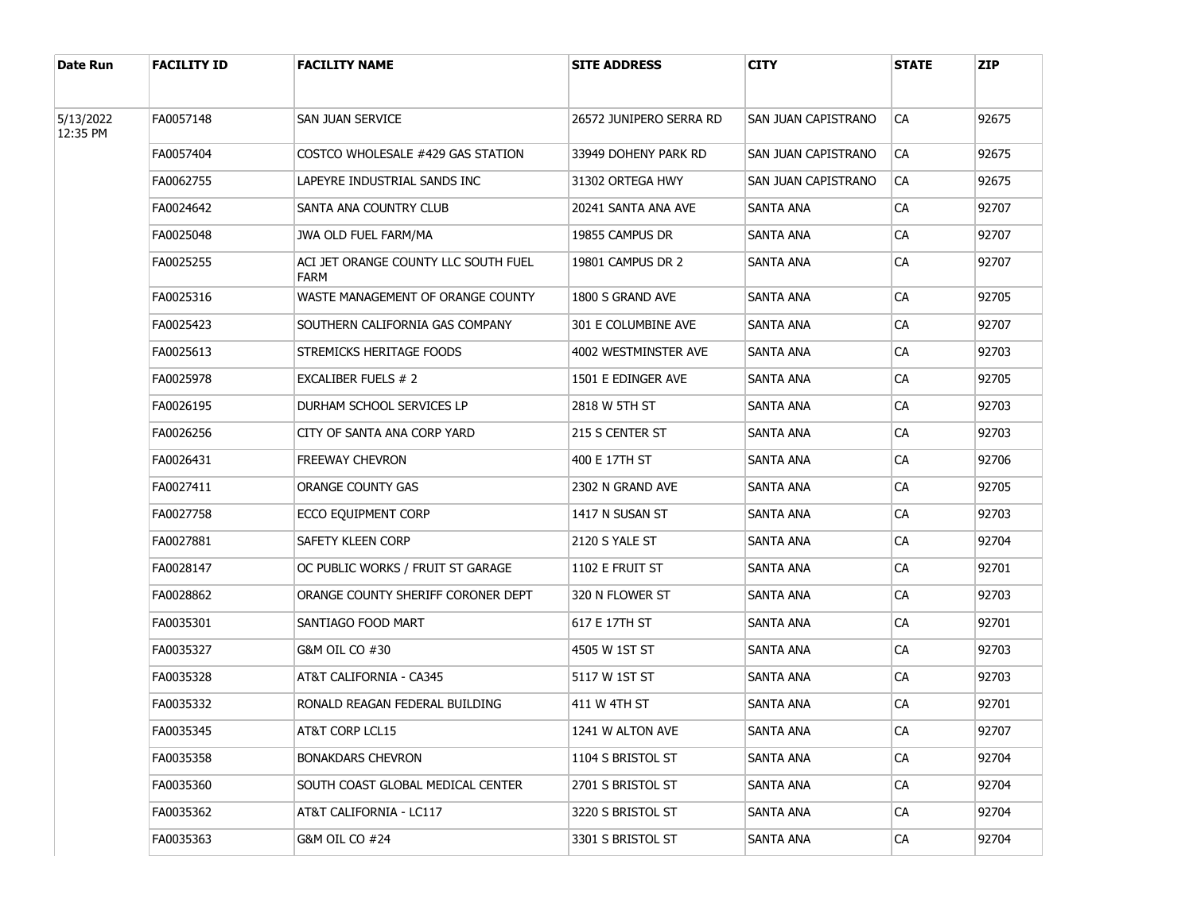| Date Run | FACILITY ID | FACILITY NAME | SITE ADDRESS | CITY | STATE | ZIP |
| --- | --- | --- | --- | --- | --- | --- |
| 5/13/2022 12:35 PM | FA0057148 | SAN JUAN SERVICE | 26572 JUNIPERO SERRA RD | SAN JUAN CAPISTRANO | CA | 92675 |
| | FA0057404 | COSTCO WHOLESALE #429 GAS STATION | 33949 DOHENY PARK RD | SAN JUAN CAPISTRANO | CA | 92675 |
| | FA0062755 | LAPEYRE INDUSTRIAL SANDS INC | 31302 ORTEGA HWY | SAN JUAN CAPISTRANO | CA | 92675 |
| | FA0024642 | SANTA ANA COUNTRY CLUB | 20241 SANTA ANA AVE | SANTA ANA | CA | 92707 |
| | FA0025048 | JWA OLD FUEL FARM/MA | 19855 CAMPUS DR | SANTA ANA | CA | 92707 |
| | FA0025255 | ACI JET ORANGE COUNTY LLC SOUTH FUEL FARM | 19801 CAMPUS DR 2 | SANTA ANA | CA | 92707 |
| | FA0025316 | WASTE MANAGEMENT OF ORANGE COUNTY | 1800 S GRAND AVE | SANTA ANA | CA | 92705 |
| | FA0025423 | SOUTHERN CALIFORNIA GAS COMPANY | 301 E COLUMBINE AVE | SANTA ANA | CA | 92707 |
| | FA0025613 | STREMICKS HERITAGE FOODS | 4002 WESTMINSTER AVE | SANTA ANA | CA | 92703 |
| | FA0025978 | EXCALIBER FUELS # 2 | 1501 E EDINGER AVE | SANTA ANA | CA | 92705 |
| | FA0026195 | DURHAM SCHOOL SERVICES LP | 2818 W 5TH ST | SANTA ANA | CA | 92703 |
| | FA0026256 | CITY OF SANTA ANA CORP YARD | 215 S CENTER ST | SANTA ANA | CA | 92703 |
| | FA0026431 | FREEWAY CHEVRON | 400 E 17TH ST | SANTA ANA | CA | 92706 |
| | FA0027411 | ORANGE COUNTY GAS | 2302 N GRAND AVE | SANTA ANA | CA | 92705 |
| | FA0027758 | ECCO EQUIPMENT CORP | 1417 N SUSAN ST | SANTA ANA | CA | 92703 |
| | FA0027881 | SAFETY KLEEN CORP | 2120 S YALE ST | SANTA ANA | CA | 92704 |
| | FA0028147 | OC PUBLIC WORKS / FRUIT ST GARAGE | 1102 E FRUIT ST | SANTA ANA | CA | 92701 |
| | FA0028862 | ORANGE COUNTY SHERIFF CORONER DEPT | 320 N FLOWER ST | SANTA ANA | CA | 92703 |
| | FA0035301 | SANTIAGO FOOD MART | 617 E 17TH ST | SANTA ANA | CA | 92701 |
| | FA0035327 | G&M OIL CO #30 | 4505 W 1ST ST | SANTA ANA | CA | 92703 |
| | FA0035328 | AT&T CALIFORNIA - CA345 | 5117 W 1ST ST | SANTA ANA | CA | 92703 |
| | FA0035332 | RONALD REAGAN FEDERAL BUILDING | 411 W 4TH ST | SANTA ANA | CA | 92701 |
| | FA0035345 | AT&T CORP LCL15 | 1241 W ALTON AVE | SANTA ANA | CA | 92707 |
| | FA0035358 | BONAKDARS CHEVRON | 1104 S BRISTOL ST | SANTA ANA | CA | 92704 |
| | FA0035360 | SOUTH COAST GLOBAL MEDICAL CENTER | 2701 S BRISTOL ST | SANTA ANA | CA | 92704 |
| | FA0035362 | AT&T CALIFORNIA - LC117 | 3220 S BRISTOL ST | SANTA ANA | CA | 92704 |
| | FA0035363 | G&M OIL CO #24 | 3301 S BRISTOL ST | SANTA ANA | CA | 92704 |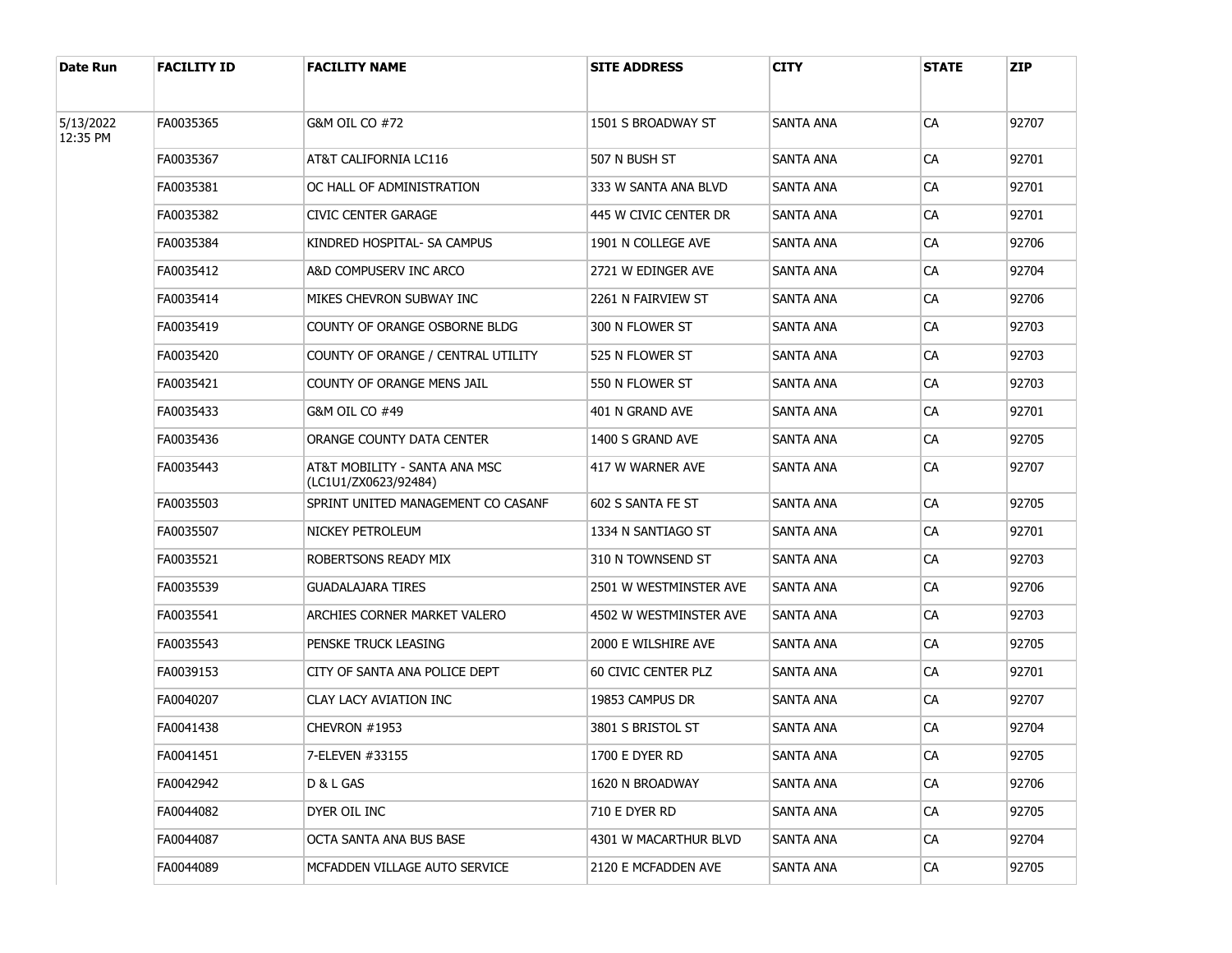| Date Run | FACILITY ID | FACILITY NAME | SITE ADDRESS | CITY | STATE | ZIP |
| --- | --- | --- | --- | --- | --- | --- |
| 5/13/2022 12:35 PM | FA0035365 | G&M OIL CO #72 | 1501 S BROADWAY ST | SANTA ANA | CA | 92707 |
| | FA0035367 | AT&T CALIFORNIA LC116 | 507 N BUSH ST | SANTA ANA | CA | 92701 |
| | FA0035381 | OC HALL OF ADMINISTRATION | 333 W SANTA ANA BLVD | SANTA ANA | CA | 92701 |
| | FA0035382 | CIVIC CENTER GARAGE | 445 W CIVIC CENTER DR | SANTA ANA | CA | 92701 |
| | FA0035384 | KINDRED HOSPITAL- SA CAMPUS | 1901 N COLLEGE AVE | SANTA ANA | CA | 92706 |
| | FA0035412 | A&D COMPUSERV INC ARCO | 2721 W EDINGER AVE | SANTA ANA | CA | 92704 |
| | FA0035414 | MIKES CHEVRON SUBWAY INC | 2261 N FAIRVIEW ST | SANTA ANA | CA | 92706 |
| | FA0035419 | COUNTY OF ORANGE OSBORNE BLDG | 300 N FLOWER ST | SANTA ANA | CA | 92703 |
| | FA0035420 | COUNTY OF ORANGE / CENTRAL UTILITY | 525 N FLOWER ST | SANTA ANA | CA | 92703 |
| | FA0035421 | COUNTY OF ORANGE MENS JAIL | 550 N FLOWER ST | SANTA ANA | CA | 92703 |
| | FA0035433 | G&M OIL CO #49 | 401 N GRAND AVE | SANTA ANA | CA | 92701 |
| | FA0035436 | ORANGE COUNTY DATA CENTER | 1400 S GRAND AVE | SANTA ANA | CA | 92705 |
| | FA0035443 | AT&T MOBILITY - SANTA ANA MSC (LC1U1/ZX0623/92484) | 417 W WARNER AVE | SANTA ANA | CA | 92707 |
| | FA0035503 | SPRINT UNITED MANAGEMENT CO CASANF | 602 S SANTA FE ST | SANTA ANA | CA | 92705 |
| | FA0035507 | NICKEY PETROLEUM | 1334 N SANTIAGO ST | SANTA ANA | CA | 92701 |
| | FA0035521 | ROBERTSONS READY MIX | 310 N TOWNSEND ST | SANTA ANA | CA | 92703 |
| | FA0035539 | GUADALAJARA TIRES | 2501 W WESTMINSTER AVE | SANTA ANA | CA | 92706 |
| | FA0035541 | ARCHIES CORNER MARKET VALERO | 4502 W WESTMINSTER AVE | SANTA ANA | CA | 92703 |
| | FA0035543 | PENSKE TRUCK LEASING | 2000 E WILSHIRE AVE | SANTA ANA | CA | 92705 |
| | FA0039153 | CITY OF SANTA ANA POLICE DEPT | 60 CIVIC CENTER PLZ | SANTA ANA | CA | 92701 |
| | FA0040207 | CLAY LACY AVIATION INC | 19853 CAMPUS DR | SANTA ANA | CA | 92707 |
| | FA0041438 | CHEVRON #1953 | 3801 S BRISTOL ST | SANTA ANA | CA | 92704 |
| | FA0041451 | 7-ELEVEN #33155 | 1700 E DYER RD | SANTA ANA | CA | 92705 |
| | FA0042942 | D & L GAS | 1620 N BROADWAY | SANTA ANA | CA | 92706 |
| | FA0044082 | DYER OIL INC | 710 E DYER RD | SANTA ANA | CA | 92705 |
| | FA0044087 | OCTA SANTA ANA BUS BASE | 4301 W MACARTHUR BLVD | SANTA ANA | CA | 92704 |
| | FA0044089 | MCFADDEN VILLAGE AUTO SERVICE | 2120 E MCFADDEN AVE | SANTA ANA | CA | 92705 |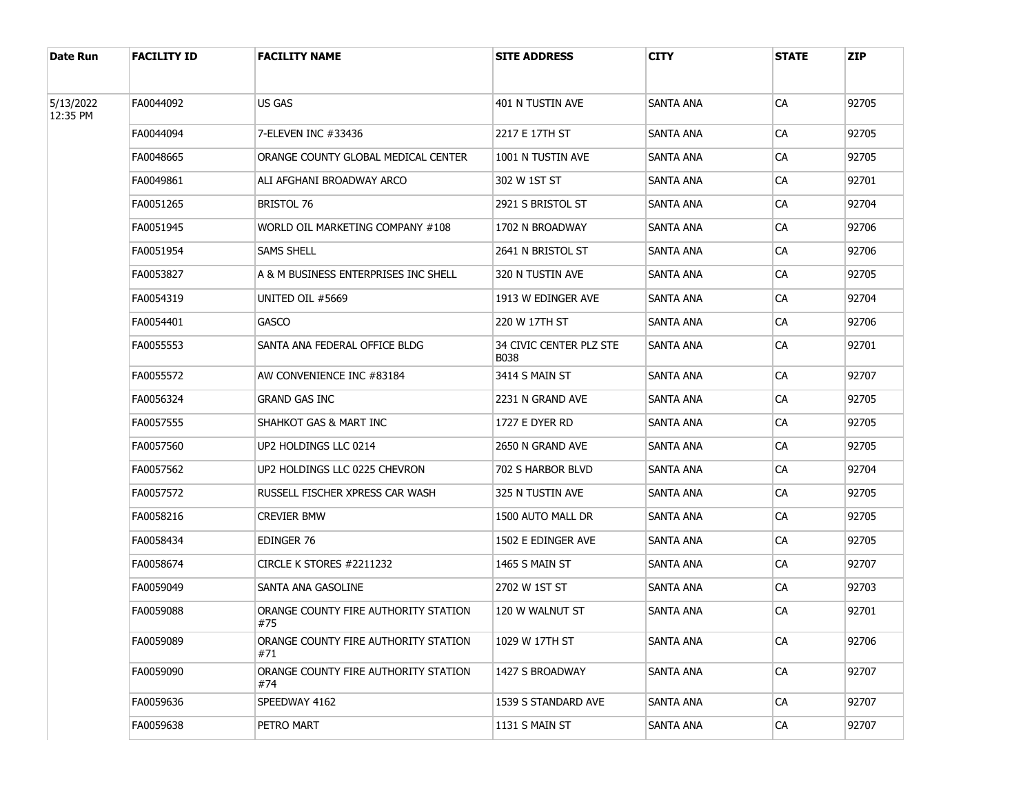| Date Run | FACILITY ID | FACILITY NAME | SITE ADDRESS | CITY | STATE | ZIP |
|---|---|---|---|---|---|---|
| 5/13/2022 12:35 PM | FA0044092 | US GAS | 401 N TUSTIN AVE | SANTA ANA | CA | 92705 |
| | FA0044094 | 7-ELEVEN INC #33436 | 2217 E 17TH ST | SANTA ANA | CA | 92705 |
| | FA0048665 | ORANGE COUNTY GLOBAL MEDICAL CENTER | 1001 N TUSTIN AVE | SANTA ANA | CA | 92705 |
| | FA0049861 | ALI AFGHANI BROADWAY ARCO | 302 W 1ST ST | SANTA ANA | CA | 92701 |
| | FA0051265 | BRISTOL 76 | 2921 S BRISTOL ST | SANTA ANA | CA | 92704 |
| | FA0051945 | WORLD OIL MARKETING COMPANY #108 | 1702 N BROADWAY | SANTA ANA | CA | 92706 |
| | FA0051954 | SAMS SHELL | 2641 N BRISTOL ST | SANTA ANA | CA | 92706 |
| | FA0053827 | A & M BUSINESS ENTERPRISES INC SHELL | 320 N TUSTIN AVE | SANTA ANA | CA | 92705 |
| | FA0054319 | UNITED OIL #5669 | 1913 W EDINGER AVE | SANTA ANA | CA | 92704 |
| | FA0054401 | GASCO | 220 W 17TH ST | SANTA ANA | CA | 92706 |
| | FA0055553 | SANTA ANA FEDERAL OFFICE BLDG | 34 CIVIC CENTER PLZ STE B038 | SANTA ANA | CA | 92701 |
| | FA0055572 | AW CONVENIENCE INC #83184 | 3414 S MAIN ST | SANTA ANA | CA | 92707 |
| | FA0056324 | GRAND GAS INC | 2231 N GRAND AVE | SANTA ANA | CA | 92705 |
| | FA0057555 | SHAHKOT GAS & MART INC | 1727 E DYER RD | SANTA ANA | CA | 92705 |
| | FA0057560 | UP2 HOLDINGS LLC 0214 | 2650 N GRAND AVE | SANTA ANA | CA | 92705 |
| | FA0057562 | UP2 HOLDINGS LLC 0225 CHEVRON | 702 S HARBOR BLVD | SANTA ANA | CA | 92704 |
| | FA0057572 | RUSSELL FISCHER XPRESS CAR WASH | 325 N TUSTIN AVE | SANTA ANA | CA | 92705 |
| | FA0058216 | CREVIER BMW | 1500 AUTO MALL DR | SANTA ANA | CA | 92705 |
| | FA0058434 | EDINGER 76 | 1502 E EDINGER AVE | SANTA ANA | CA | 92705 |
| | FA0058674 | CIRCLE K STORES #2211232 | 1465 S MAIN ST | SANTA ANA | CA | 92707 |
| | FA0059049 | SANTA ANA GASOLINE | 2702 W 1ST ST | SANTA ANA | CA | 92703 |
| | FA0059088 | ORANGE COUNTY FIRE AUTHORITY STATION #75 | 120 W WALNUT ST | SANTA ANA | CA | 92701 |
| | FA0059089 | ORANGE COUNTY FIRE AUTHORITY STATION #71 | 1029 W 17TH ST | SANTA ANA | CA | 92706 |
| | FA0059090 | ORANGE COUNTY FIRE AUTHORITY STATION #74 | 1427 S BROADWAY | SANTA ANA | CA | 92707 |
| | FA0059636 | SPEEDWAY 4162 | 1539 S STANDARD AVE | SANTA ANA | CA | 92707 |
| | FA0059638 | PETRO MART | 1131 S MAIN ST | SANTA ANA | CA | 92707 |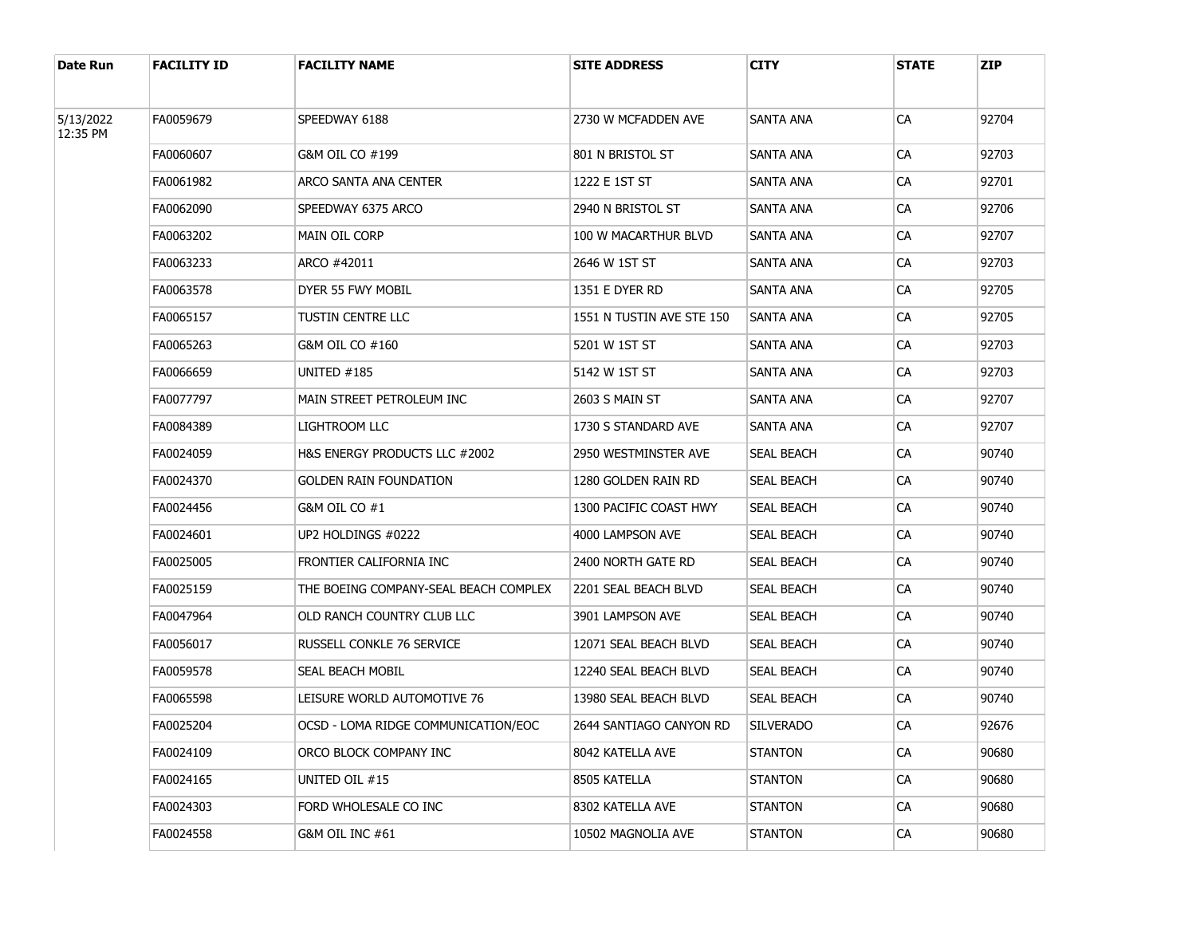| Date Run | FACILITY ID | FACILITY NAME | SITE ADDRESS | CITY | STATE | ZIP |
|---|---|---|---|---|---|---|
| 5/13/2022 12:35 PM | FA0059679 | SPEEDWAY 6188 | 2730 W MCFADDEN AVE | SANTA ANA | CA | 92704 |
| | FA0060607 | G&M OIL CO #199 | 801 N BRISTOL ST | SANTA ANA | CA | 92703 |
| | FA0061982 | ARCO SANTA ANA CENTER | 1222 E 1ST ST | SANTA ANA | CA | 92701 |
| | FA0062090 | SPEEDWAY 6375 ARCO | 2940 N BRISTOL ST | SANTA ANA | CA | 92706 |
| | FA0063202 | MAIN OIL CORP | 100 W MACARTHUR BLVD | SANTA ANA | CA | 92707 |
| | FA0063233 | ARCO #42011 | 2646 W 1ST ST | SANTA ANA | CA | 92703 |
| | FA0063578 | DYER 55 FWY MOBIL | 1351 E DYER RD | SANTA ANA | CA | 92705 |
| | FA0065157 | TUSTIN CENTRE LLC | 1551 N TUSTIN AVE STE 150 | SANTA ANA | CA | 92705 |
| | FA0065263 | G&M OIL CO #160 | 5201 W 1ST ST | SANTA ANA | CA | 92703 |
| | FA0066659 | UNITED #185 | 5142 W 1ST ST | SANTA ANA | CA | 92703 |
| | FA0077797 | MAIN STREET PETROLEUM INC | 2603 S MAIN ST | SANTA ANA | CA | 92707 |
| | FA0084389 | LIGHTROOM LLC | 1730 S STANDARD AVE | SANTA ANA | CA | 92707 |
| | FA0024059 | H&S ENERGY PRODUCTS LLC #2002 | 2950 WESTMINSTER AVE | SEAL BEACH | CA | 90740 |
| | FA0024370 | GOLDEN RAIN FOUNDATION | 1280 GOLDEN RAIN RD | SEAL BEACH | CA | 90740 |
| | FA0024456 | G&M OIL CO #1 | 1300 PACIFIC COAST HWY | SEAL BEACH | CA | 90740 |
| | FA0024601 | UP2 HOLDINGS #0222 | 4000 LAMPSON AVE | SEAL BEACH | CA | 90740 |
| | FA0025005 | FRONTIER CALIFORNIA INC | 2400 NORTH GATE RD | SEAL BEACH | CA | 90740 |
| | FA0025159 | THE BOEING COMPANY-SEAL BEACH COMPLEX | 2201 SEAL BEACH BLVD | SEAL BEACH | CA | 90740 |
| | FA0047964 | OLD RANCH COUNTRY CLUB LLC | 3901 LAMPSON AVE | SEAL BEACH | CA | 90740 |
| | FA0056017 | RUSSELL CONKLE 76 SERVICE | 12071 SEAL BEACH BLVD | SEAL BEACH | CA | 90740 |
| | FA0059578 | SEAL BEACH MOBIL | 12240 SEAL BEACH BLVD | SEAL BEACH | CA | 90740 |
| | FA0065598 | LEISURE WORLD AUTOMOTIVE 76 | 13980 SEAL BEACH BLVD | SEAL BEACH | CA | 90740 |
| | FA0025204 | OCSD - LOMA RIDGE COMMUNICATION/EOC | 2644 SANTIAGO CANYON RD | SILVERADO | CA | 92676 |
| | FA0024109 | ORCO BLOCK COMPANY INC | 8042 KATELLA AVE | STANTON | CA | 90680 |
| | FA0024165 | UNITED OIL #15 | 8505 KATELLA | STANTON | CA | 90680 |
| | FA0024303 | FORD WHOLESALE CO INC | 8302 KATELLA AVE | STANTON | CA | 90680 |
| | FA0024558 | G&M OIL INC #61 | 10502 MAGNOLIA AVE | STANTON | CA | 90680 |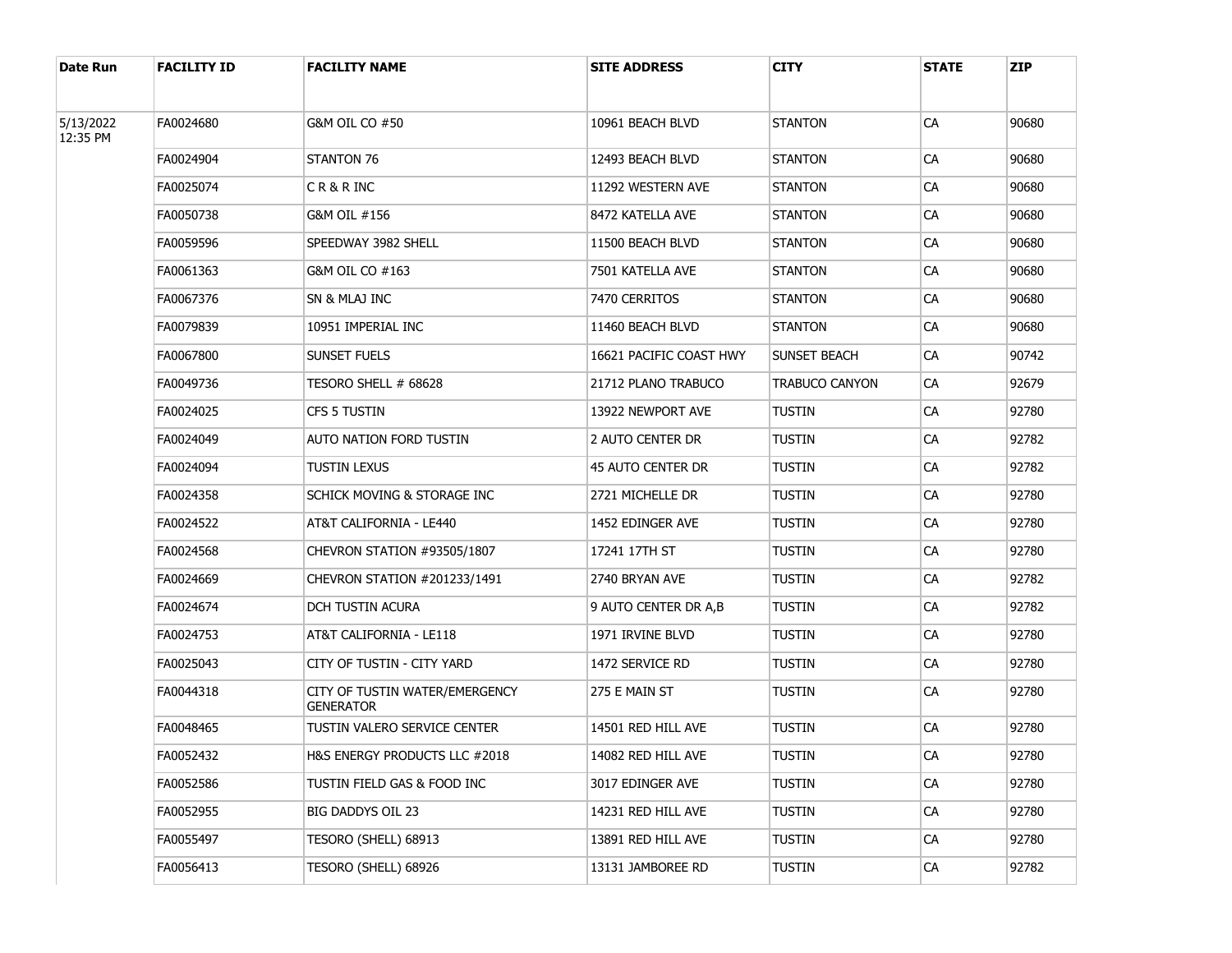| Date Run | FACILITY ID | FACILITY NAME | SITE ADDRESS | CITY | STATE | ZIP |
|---|---|---|---|---|---|---|
| 5/13/2022 12:35 PM | FA0024680 | G&M OIL CO #50 | 10961 BEACH BLVD | STANTON | CA | 90680 |
| | FA0024904 | STANTON 76 | 12493 BEACH BLVD | STANTON | CA | 90680 |
| | FA0025074 | C R & R INC | 11292 WESTERN AVE | STANTON | CA | 90680 |
| | FA0050738 | G&M OIL #156 | 8472 KATELLA AVE | STANTON | CA | 90680 |
| | FA0059596 | SPEEDWAY 3982 SHELL | 11500 BEACH BLVD | STANTON | CA | 90680 |
| | FA0061363 | G&M OIL CO #163 | 7501 KATELLA AVE | STANTON | CA | 90680 |
| | FA0067376 | SN & MLAJ INC | 7470 CERRITOS | STANTON | CA | 90680 |
| | FA0079839 | 10951 IMPERIAL INC | 11460 BEACH BLVD | STANTON | CA | 90680 |
| | FA0067800 | SUNSET FUELS | 16621 PACIFIC COAST HWY | SUNSET BEACH | CA | 90742 |
| | FA0049736 | TESORO SHELL # 68628 | 21712 PLANO TRABUCO | TRABUCO CANYON | CA | 92679 |
| | FA0024025 | CFS 5 TUSTIN | 13922 NEWPORT AVE | TUSTIN | CA | 92780 |
| | FA0024049 | AUTO NATION FORD TUSTIN | 2 AUTO CENTER DR | TUSTIN | CA | 92782 |
| | FA0024094 | TUSTIN LEXUS | 45 AUTO CENTER DR | TUSTIN | CA | 92782 |
| | FA0024358 | SCHICK MOVING & STORAGE INC | 2721 MICHELLE DR | TUSTIN | CA | 92780 |
| | FA0024522 | AT&T CALIFORNIA - LE440 | 1452 EDINGER AVE | TUSTIN | CA | 92780 |
| | FA0024568 | CHEVRON STATION #93505/1807 | 17241 17TH ST | TUSTIN | CA | 92780 |
| | FA0024669 | CHEVRON STATION #201233/1491 | 2740 BRYAN AVE | TUSTIN | CA | 92782 |
| | FA0024674 | DCH TUSTIN ACURA | 9 AUTO CENTER DR A,B | TUSTIN | CA | 92782 |
| | FA0024753 | AT&T CALIFORNIA - LE118 | 1971 IRVINE BLVD | TUSTIN | CA | 92780 |
| | FA0025043 | CITY OF TUSTIN - CITY YARD | 1472 SERVICE RD | TUSTIN | CA | 92780 |
| | FA0044318 | CITY OF TUSTIN WATER/EMERGENCY GENERATOR | 275 E MAIN ST | TUSTIN | CA | 92780 |
| | FA0048465 | TUSTIN VALERO SERVICE CENTER | 14501 RED HILL AVE | TUSTIN | CA | 92780 |
| | FA0052432 | H&S ENERGY PRODUCTS LLC #2018 | 14082 RED HILL AVE | TUSTIN | CA | 92780 |
| | FA0052586 | TUSTIN FIELD GAS & FOOD INC | 3017 EDINGER AVE | TUSTIN | CA | 92780 |
| | FA0052955 | BIG DADDYS OIL 23 | 14231 RED HILL AVE | TUSTIN | CA | 92780 |
| | FA0055497 | TESORO (SHELL) 68913 | 13891 RED HILL AVE | TUSTIN | CA | 92780 |
| | FA0056413 | TESORO (SHELL) 68926 | 13131 JAMBOREE RD | TUSTIN | CA | 92782 |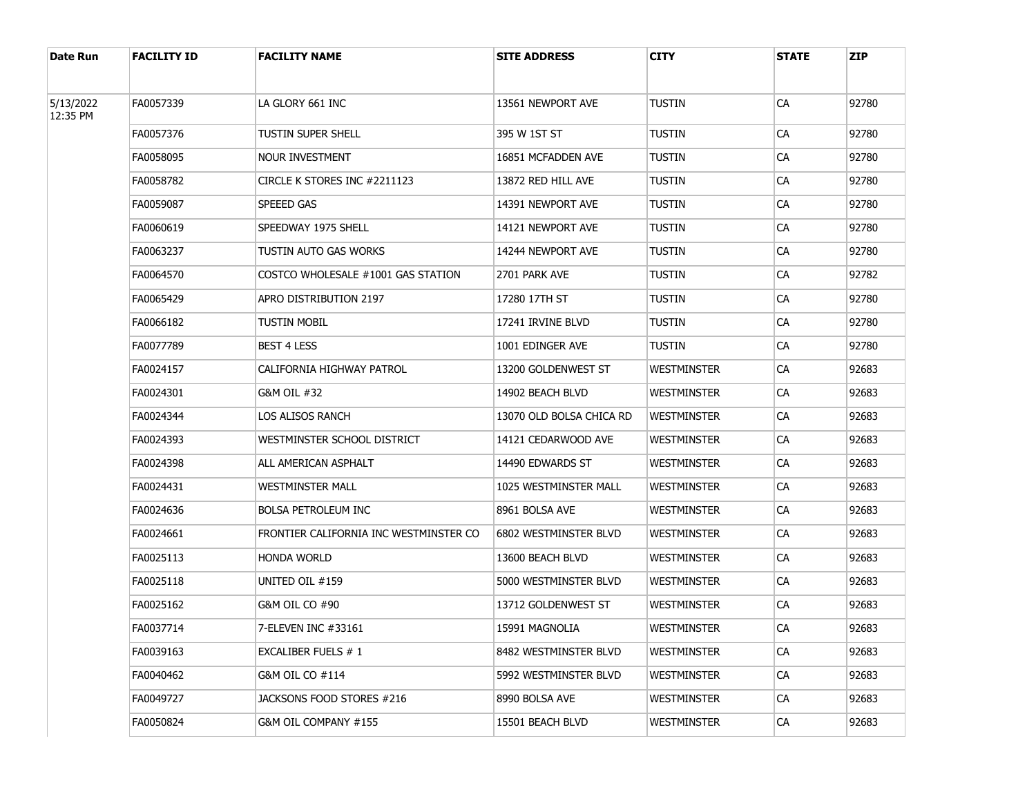| Date Run | FACILITY ID | FACILITY NAME | SITE ADDRESS | CITY | STATE | ZIP |
|---|---|---|---|---|---|---|
| 5/13/2022 12:35 PM | FA0057339 | LA GLORY 661 INC | 13561 NEWPORT AVE | TUSTIN | CA | 92780 |
| | FA0057376 | TUSTIN SUPER SHELL | 395 W 1ST ST | TUSTIN | CA | 92780 |
| | FA0058095 | NOUR INVESTMENT | 16851 MCFADDEN AVE | TUSTIN | CA | 92780 |
| | FA0058782 | CIRCLE K STORES INC #2211123 | 13872 RED HILL AVE | TUSTIN | CA | 92780 |
| | FA0059087 | SPEEED GAS | 14391 NEWPORT AVE | TUSTIN | CA | 92780 |
| | FA0060619 | SPEEDWAY 1975 SHELL | 14121 NEWPORT AVE | TUSTIN | CA | 92780 |
| | FA0063237 | TUSTIN AUTO GAS WORKS | 14244 NEWPORT AVE | TUSTIN | CA | 92780 |
| | FA0064570 | COSTCO WHOLESALE #1001 GAS STATION | 2701 PARK AVE | TUSTIN | CA | 92782 |
| | FA0065429 | APRO DISTRIBUTION 2197 | 17280 17TH ST | TUSTIN | CA | 92780 |
| | FA0066182 | TUSTIN MOBIL | 17241 IRVINE BLVD | TUSTIN | CA | 92780 |
| | FA0077789 | BEST 4 LESS | 1001 EDINGER AVE | TUSTIN | CA | 92780 |
| | FA0024157 | CALIFORNIA HIGHWAY PATROL | 13200 GOLDENWEST ST | WESTMINSTER | CA | 92683 |
| | FA0024301 | G&M OIL #32 | 14902 BEACH BLVD | WESTMINSTER | CA | 92683 |
| | FA0024344 | LOS ALISOS RANCH | 13070 OLD BOLSA CHICA RD | WESTMINSTER | CA | 92683 |
| | FA0024393 | WESTMINSTER SCHOOL DISTRICT | 14121 CEDARWOOD AVE | WESTMINSTER | CA | 92683 |
| | FA0024398 | ALL AMERICAN ASPHALT | 14490 EDWARDS ST | WESTMINSTER | CA | 92683 |
| | FA0024431 | WESTMINSTER MALL | 1025 WESTMINSTER MALL | WESTMINSTER | CA | 92683 |
| | FA0024636 | BOLSA PETROLEUM INC | 8961 BOLSA AVE | WESTMINSTER | CA | 92683 |
| | FA0024661 | FRONTIER CALIFORNIA INC WESTMINSTER CO | 6802 WESTMINSTER BLVD | WESTMINSTER | CA | 92683 |
| | FA0025113 | HONDA WORLD | 13600 BEACH BLVD | WESTMINSTER | CA | 92683 |
| | FA0025118 | UNITED OIL #159 | 5000 WESTMINSTER BLVD | WESTMINSTER | CA | 92683 |
| | FA0025162 | G&M OIL CO #90 | 13712 GOLDENWEST ST | WESTMINSTER | CA | 92683 |
| | FA0037714 | 7-ELEVEN INC #33161 | 15991 MAGNOLIA | WESTMINSTER | CA | 92683 |
| | FA0039163 | EXCALIBER FUELS # 1 | 8482 WESTMINSTER BLVD | WESTMINSTER | CA | 92683 |
| | FA0040462 | G&M OIL CO #114 | 5992 WESTMINSTER BLVD | WESTMINSTER | CA | 92683 |
| | FA0049727 | JACKSONS FOOD STORES #216 | 8990 BOLSA AVE | WESTMINSTER | CA | 92683 |
| | FA0050824 | G&M OIL COMPANY #155 | 15501 BEACH BLVD | WESTMINSTER | CA | 92683 |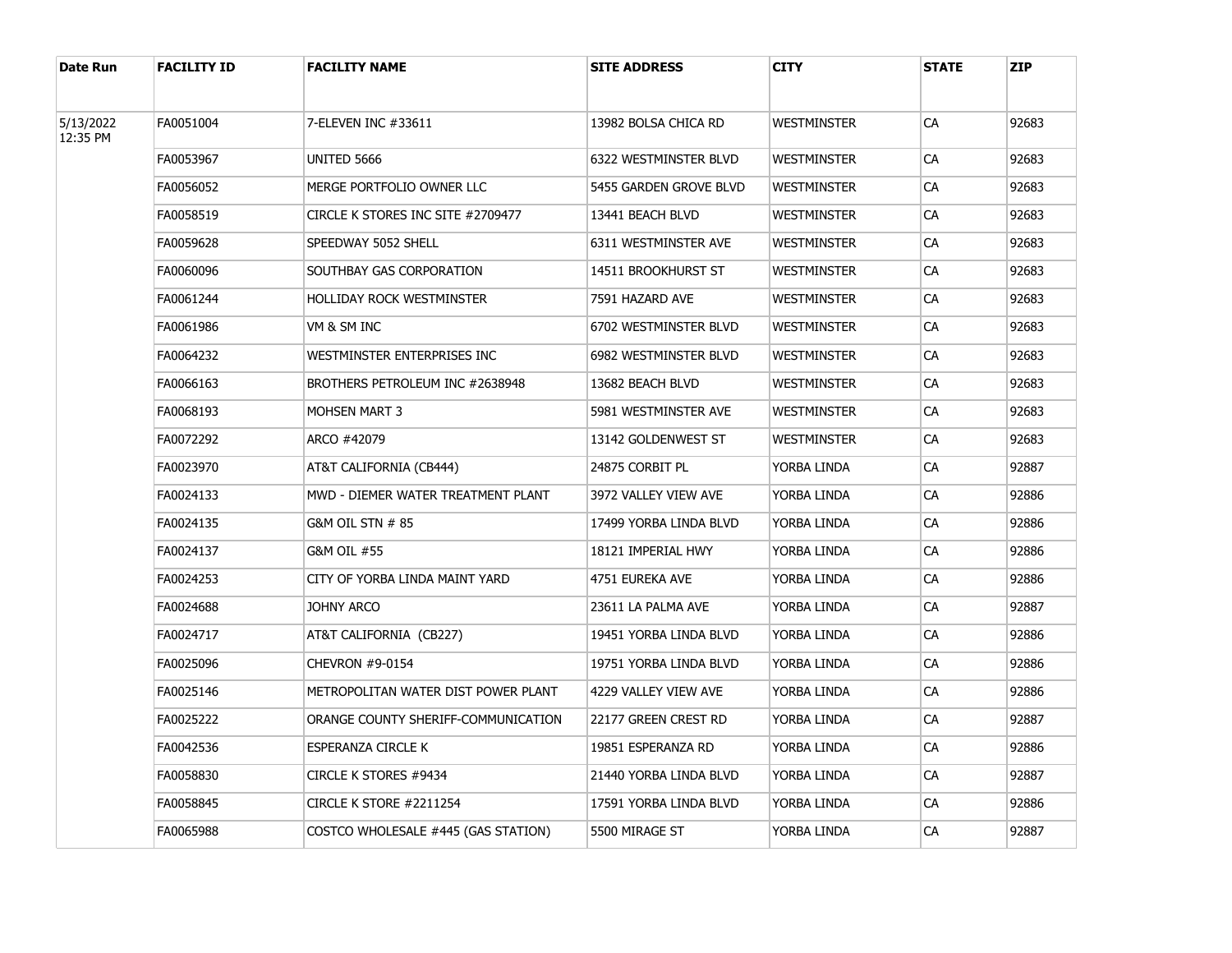| Date Run | FACILITY ID | FACILITY NAME | SITE ADDRESS | CITY | STATE | ZIP |
|---|---|---|---|---|---|---|
| 5/13/2022 12:35 PM | FA0051004 | 7-ELEVEN INC #33611 | 13982 BOLSA CHICA RD | WESTMINSTER | CA | 92683 |
| | FA0053967 | UNITED 5666 | 6322 WESTMINSTER BLVD | WESTMINSTER | CA | 92683 |
| | FA0056052 | MERGE PORTFOLIO OWNER LLC | 5455 GARDEN GROVE BLVD | WESTMINSTER | CA | 92683 |
| | FA0058519 | CIRCLE K STORES INC SITE #2709477 | 13441 BEACH BLVD | WESTMINSTER | CA | 92683 |
| | FA0059628 | SPEEDWAY 5052 SHELL | 6311 WESTMINSTER AVE | WESTMINSTER | CA | 92683 |
| | FA0060096 | SOUTHBAY GAS CORPORATION | 14511 BROOKHURST ST | WESTMINSTER | CA | 92683 |
| | FA0061244 | HOLLIDAY ROCK WESTMINSTER | 7591 HAZARD AVE | WESTMINSTER | CA | 92683 |
| | FA0061986 | VM & SM INC | 6702 WESTMINSTER BLVD | WESTMINSTER | CA | 92683 |
| | FA0064232 | WESTMINSTER ENTERPRISES INC | 6982 WESTMINSTER BLVD | WESTMINSTER | CA | 92683 |
| | FA0066163 | BROTHERS PETROLEUM INC #2638948 | 13682 BEACH BLVD | WESTMINSTER | CA | 92683 |
| | FA0068193 | MOHSEN MART 3 | 5981 WESTMINSTER AVE | WESTMINSTER | CA | 92683 |
| | FA0072292 | ARCO #42079 | 13142 GOLDENWEST ST | WESTMINSTER | CA | 92683 |
| | FA0023970 | AT&T CALIFORNIA (CB444) | 24875 CORBIT PL | YORBA LINDA | CA | 92887 |
| | FA0024133 | MWD - DIEMER WATER TREATMENT PLANT | 3972 VALLEY VIEW AVE | YORBA LINDA | CA | 92886 |
| | FA0024135 | G&M OIL STN # 85 | 17499 YORBA LINDA BLVD | YORBA LINDA | CA | 92886 |
| | FA0024137 | G&M OIL #55 | 18121 IMPERIAL HWY | YORBA LINDA | CA | 92886 |
| | FA0024253 | CITY OF YORBA LINDA MAINT YARD | 4751 EUREKA AVE | YORBA LINDA | CA | 92886 |
| | FA0024688 | JOHNY ARCO | 23611 LA PALMA AVE | YORBA LINDA | CA | 92887 |
| | FA0024717 | AT&T CALIFORNIA (CB227) | 19451 YORBA LINDA BLVD | YORBA LINDA | CA | 92886 |
| | FA0025096 | CHEVRON #9-0154 | 19751 YORBA LINDA BLVD | YORBA LINDA | CA | 92886 |
| | FA0025146 | METROPOLITAN WATER DIST POWER PLANT | 4229 VALLEY VIEW AVE | YORBA LINDA | CA | 92886 |
| | FA0025222 | ORANGE COUNTY SHERIFF-COMMUNICATION | 22177 GREEN CREST RD | YORBA LINDA | CA | 92887 |
| | FA0042536 | ESPERANZA CIRCLE K | 19851 ESPERANZA RD | YORBA LINDA | CA | 92886 |
| | FA0058830 | CIRCLE K STORES #9434 | 21440 YORBA LINDA BLVD | YORBA LINDA | CA | 92887 |
| | FA0058845 | CIRCLE K STORE #2211254 | 17591 YORBA LINDA BLVD | YORBA LINDA | CA | 92886 |
| | FA0065988 | COSTCO WHOLESALE #445 (GAS STATION) | 5500 MIRAGE ST | YORBA LINDA | CA | 92887 |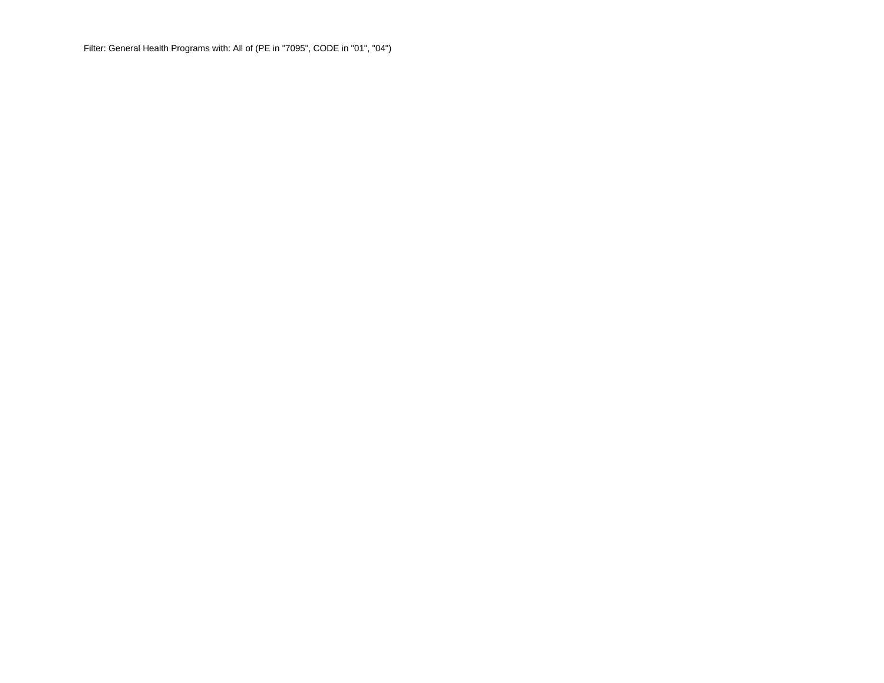Filter: General Health Programs with: All of (PE in "7095", CODE in "01", "04")